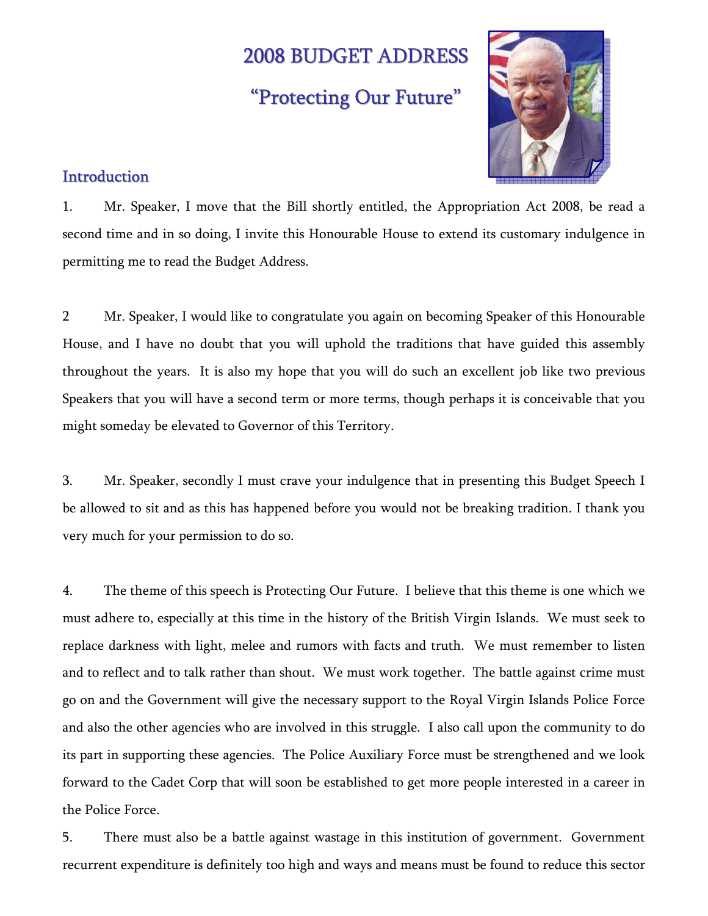# 2008 BUDGET ADDRESS

## "Protecting Our Future"

## Introduction

1. Mr. Speaker, I move that the Bill shortly entitled, the Appropriation Act 2008, be read a second time and in so doing, I invite this Honourable House to extend its customary indulgence in permitting me to read the Budget Address.

2 Mr. Speaker, I would like to congratulate you again on becoming Speaker of this Honourable House, and I have no doubt that you will uphold the traditions that have guided this assembly throughout the years. It is also my hope that you will do such an excellent job like two previous Speakers that you will have a second term or more terms, though perhaps it is conceivable that you might someday be elevated to Governor of this Territory.

3. Mr. Speaker, secondly I must crave your indulgence that in presenting this Budget Speech I be allowed to sit and as this has happened before you would not be breaking tradition. I thank you very much for your permission to do so.

4. The theme of this speech is Protecting Our Future. I believe that this theme is one which we must adhere to, especially at this time in the history of the British Virgin Islands. We must seek to replace darkness with light, melee and rumors with facts and truth. We must remember to listen and to reflect and to talk rather than shout. We must work together. The battle against crime must go on and the Government will give the necessary support to the Royal Virgin Islands Police Force and also the other agencies who are involved in this struggle. I also call upon the community to do its part in supporting these agencies. The Police Auxiliary Force must be strengthened and we look forward to the Cadet Corp that will soon be established to get more people interested in a career in the Police Force.

5. There must also be a battle against wastage in this institution of government. Government recurrent expenditure is definitely too high and ways and means must be found to reduce this sector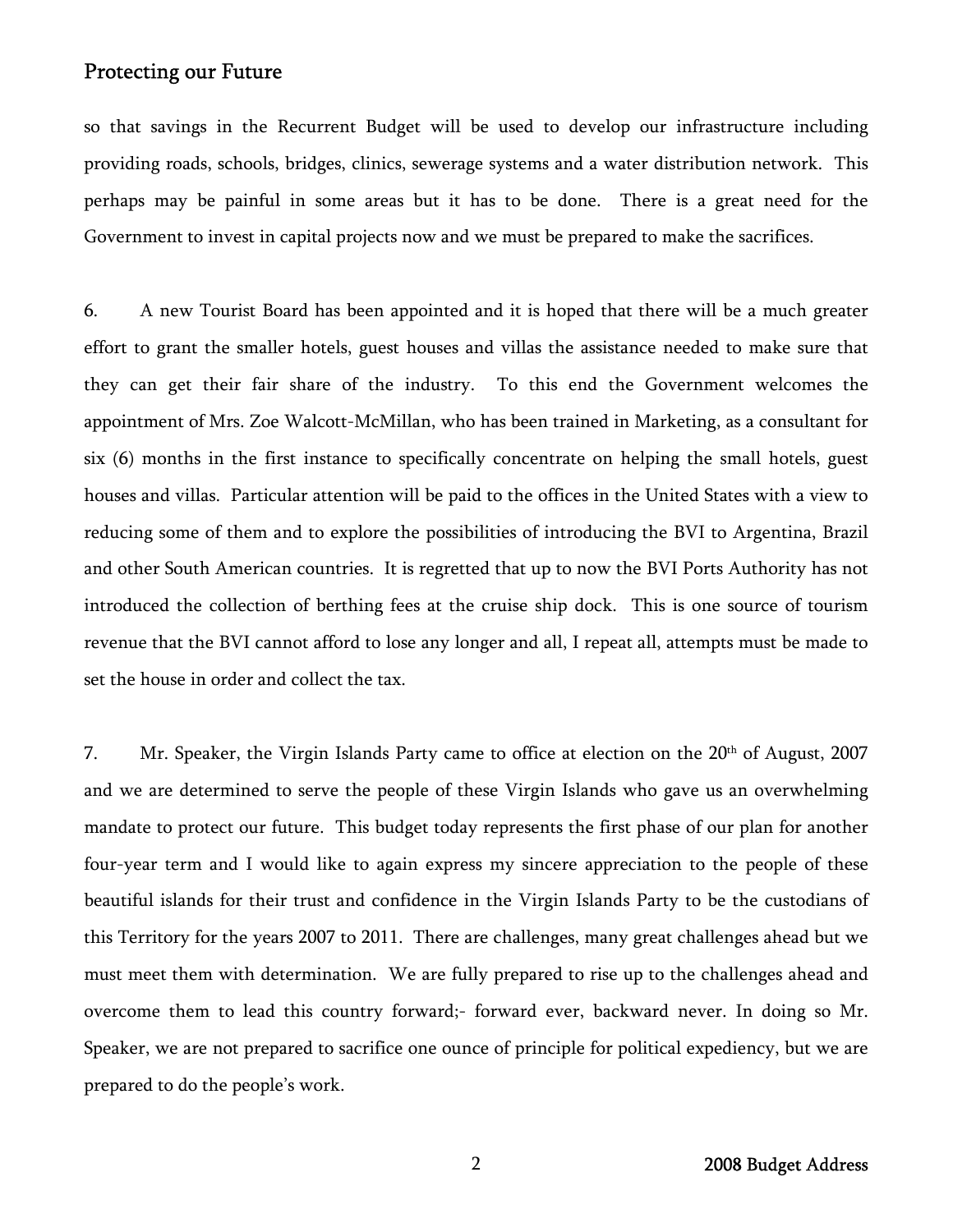so that savings in the Recurrent Budget will be used to develop our infrastructure including providing roads, schools, bridges, clinics, sewerage systems and a water distribution network. This perhaps may be painful in some areas but it has to be done. There is a great need for the Government to invest in capital projects now and we must be prepared to make the sacrifices.

6. A new Tourist Board has been appointed and it is hoped that there will be a much greater effort to grant the smaller hotels, guest houses and villas the assistance needed to make sure that they can get their fair share of the industry. To this end the Government welcomes the appointment of Mrs. Zoe Walcott-McMillan, who has been trained in Marketing, as a consultant for six (6) months in the first instance to specifically concentrate on helping the small hotels, guest houses and villas. Particular attention will be paid to the offices in the United States with a view to reducing some of them and to explore the possibilities of introducing the BVI to Argentina, Brazil and other South American countries. It is regretted that up to now the BVI Ports Authority has not introduced the collection of berthing fees at the cruise ship dock. This is one source of tourism revenue that the BVI cannot afford to lose any longer and all, I repeat all, attempts must be made to set the house in order and collect the tax.

7. Mr. Speaker, the Virgin Islands Party came to office at election on the 20th of August, 2007 and we are determined to serve the people of these Virgin Islands who gave us an overwhelming mandate to protect our future. This budget today represents the first phase of our plan for another four-year term and I would like to again express my sincere appreciation to the people of these beautiful islands for their trust and confidence in the Virgin Islands Party to be the custodians of this Territory for the years 2007 to 2011. There are challenges, many great challenges ahead but we must meet them with determination. We are fully prepared to rise up to the challenges ahead and overcome them to lead this country forward;- forward ever, backward never. In doing so Mr. Speaker, we are not prepared to sacrifice one ounce of principle for political expediency, but we are prepared to do the people's work.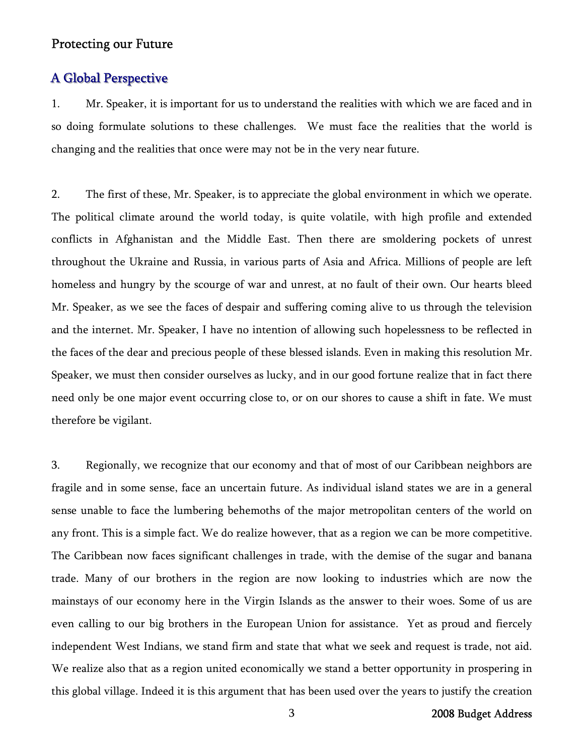Protecting our Future

## A Global Perspective

1. Mr. Speaker, it is important for us to understand the realities with which we are faced and in so doing formulate solutions to these challenges. We must face the realities that the world is changing and the realities that once were may not be in the very near future.

2. The first of these, Mr. Speaker, is to appreciate the global environment in which we operate. The political climate around the world today, is quite volatile, with high profile and extended conflicts in Afghanistan and the Middle East. Then there are smoldering pockets of unrest throughout the Ukraine and Russia, in various parts of Asia and Africa. Millions of people are left homeless and hungry by the scourge of war and unrest, at no fault of their own. Our hearts bleed Mr. Speaker, as we see the faces of despair and suffering coming alive to us through the television and the internet. Mr. Speaker, I have no intention of allowing such hopelessness to be reflected in the faces of the dear and precious people of these blessed islands. Even in making this resolution Mr. Speaker, we must then consider ourselves as lucky, and in our good fortune realize that in fact there need only be one major event occurring close to, or on our shores to cause a shift in fate. We must therefore be vigilant.

3. Regionally, we recognize that our economy and that of most of our Caribbean neighbors are fragile and in some sense, face an uncertain future. As individual island states we are in a general sense unable to face the lumbering behemoths of the major metropolitan centers of the world on any front. This is a simple fact. We do realize however, that as a region we can be more competitive. The Caribbean now faces significant challenges in trade, with the demise of the sugar and banana trade. Many of our brothers in the region are now looking to industries which are now the mainstays of our economy here in the Virgin Islands as the answer to their woes. Some of us are even calling to our big brothers in the European Union for assistance. Yet as proud and fiercely independent West Indians, we stand firm and state that what we seek and request is trade, not aid. We realize also that as a region united economically we stand a better opportunity in prospering in this global village. Indeed it is this argument that has been used over the years to justify the creation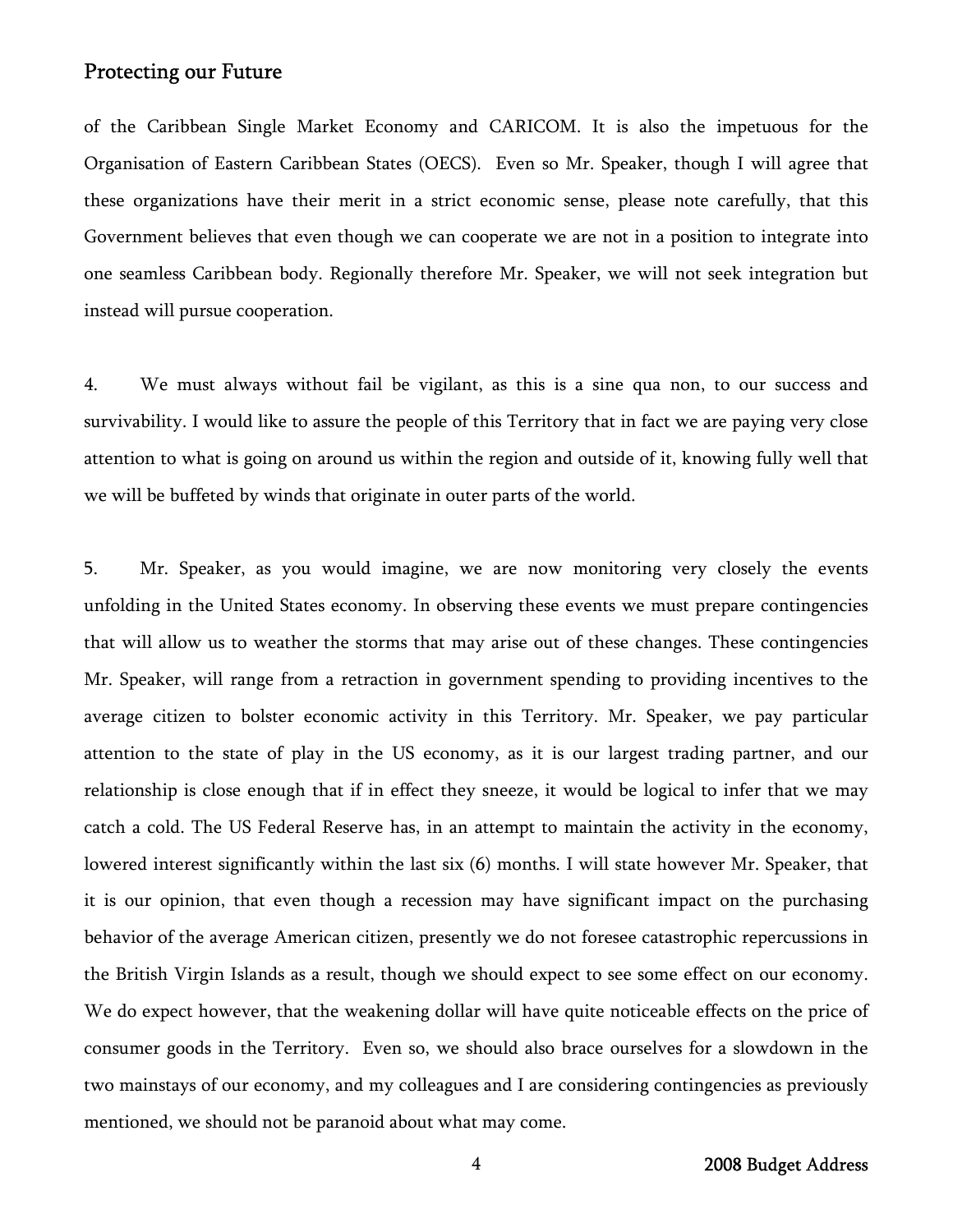of the Caribbean Single Market Economy and CARICOM. It is also the impetuous for the Organisation of Eastern Caribbean States (OECS). Even so Mr. Speaker, though I will agree that these organizations have their merit in a strict economic sense, please note carefully, that this Government believes that even though we can cooperate we are not in a position to integrate into one seamless Caribbean body. Regionally therefore Mr. Speaker, we will not seek integration but instead will pursue cooperation.

4. We must always without fail be vigilant, as this is a sine qua non, to our success and survivability. I would like to assure the people of this Territory that in fact we are paying very close attention to what is going on around us within the region and outside of it, knowing fully well that we will be buffeted by winds that originate in outer parts of the world.

5. Mr. Speaker, as you would imagine, we are now monitoring very closely the events unfolding in the United States economy. In observing these events we must prepare contingencies that will allow us to weather the storms that may arise out of these changes. These contingencies Mr. Speaker, will range from a retraction in government spending to providing incentives to the average citizen to bolster economic activity in this Territory. Mr. Speaker, we pay particular attention to the state of play in the US economy, as it is our largest trading partner, and our relationship is close enough that if in effect they sneeze, it would be logical to infer that we may catch a cold. The US Federal Reserve has, in an attempt to maintain the activity in the economy, lowered interest significantly within the last six (6) months. I will state however Mr. Speaker, that it is our opinion, that even though a recession may have significant impact on the purchasing behavior of the average American citizen, presently we do not foresee catastrophic repercussions in the British Virgin Islands as a result, though we should expect to see some effect on our economy. We do expect however, that the weakening dollar will have quite noticeable effects on the price of consumer goods in the Territory. Even so, we should also brace ourselves for a slowdown in the two mainstays of our economy, and my colleagues and I are considering contingencies as previously mentioned, we should not be paranoid about what may come.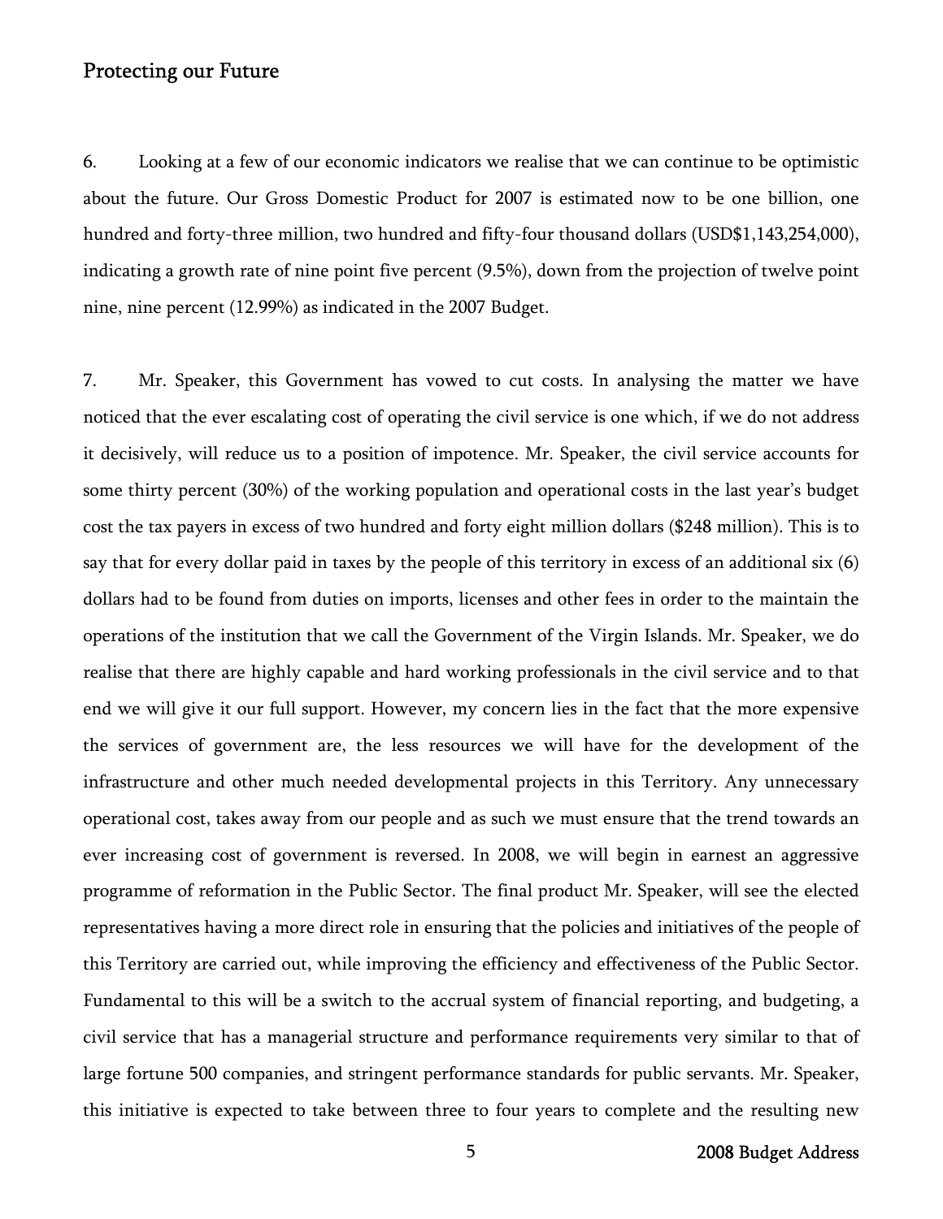## Protecting our Future

6. Looking at a few of our economic indicators we realise that we can continue to be optimistic about the future. Our Gross Domestic Product for 2007 is estimated now to be one billion, one hundred and forty-three million, two hundred and fifty-four thousand dollars (USD$1,143,254,000), indicating a growth rate of nine point five percent (9.5%), down from the projection of twelve point nine, nine percent (12.99%) as indicated in the 2007 Budget.

7. Mr. Speaker, this Government has vowed to cut costs. In analysing the matter we have noticed that the ever escalating cost of operating the civil service is one which, if we do not address it decisively, will reduce us to a position of impotence. Mr. Speaker, the civil service accounts for some thirty percent (30%) of the working population and operational costs in the last year's budget cost the tax payers in excess of two hundred and forty eight million dollars ($248 million). This is to say that for every dollar paid in taxes by the people of this territory in excess of an additional six (6) dollars had to be found from duties on imports, licenses and other fees in order to the maintain the operations of the institution that we call the Government of the Virgin Islands. Mr. Speaker, we do realise that there are highly capable and hard working professionals in the civil service and to that end we will give it our full support. However, my concern lies in the fact that the more expensive the services of government are, the less resources we will have for the development of the infrastructure and other much needed developmental projects in this Territory. Any unnecessary operational cost, takes away from our people and as such we must ensure that the trend towards an ever increasing cost of government is reversed. In 2008, we will begin in earnest an aggressive programme of reformation in the Public Sector. The final product Mr. Speaker, will see the elected representatives having a more direct role in ensuring that the policies and initiatives of the people of this Territory are carried out, while improving the efficiency and effectiveness of the Public Sector. Fundamental to this will be a switch to the accrual system of financial reporting, and budgeting, a civil service that has a managerial structure and performance requirements very similar to that of large fortune 500 companies, and stringent performance standards for public servants. Mr. Speaker, this initiative is expected to take between three to four years to complete and the resulting new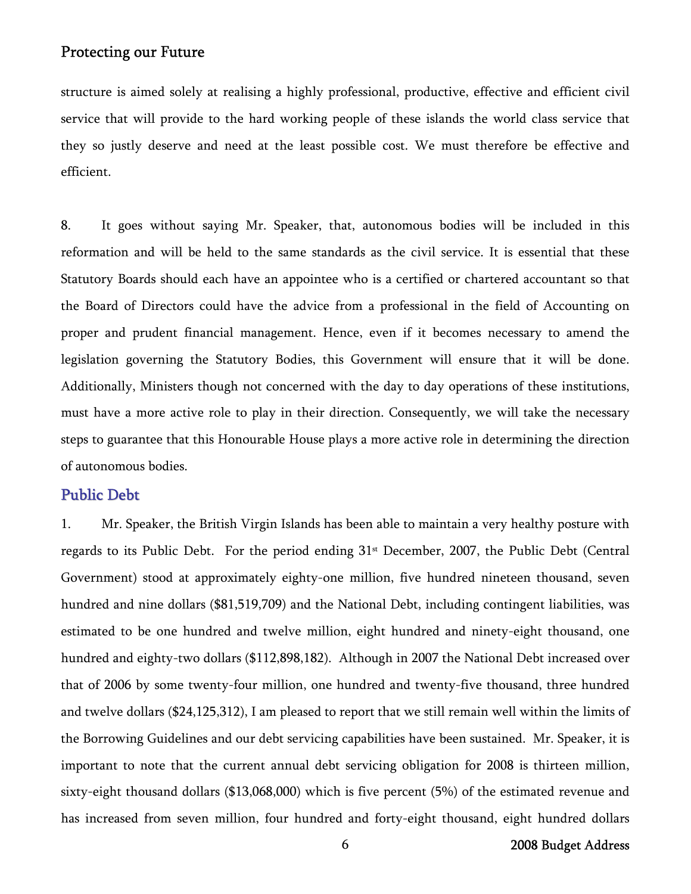structure is aimed solely at realising a highly professional, productive, effective and efficient civil service that will provide to the hard working people of these islands the world class service that they so justly deserve and need at the least possible cost. We must therefore be effective and efficient.

8. It goes without saying Mr. Speaker, that, autonomous bodies will be included in this reformation and will be held to the same standards as the civil service. It is essential that these Statutory Boards should each have an appointee who is a certified or chartered accountant so that the Board of Directors could have the advice from a professional in the field of Accounting on proper and prudent financial management. Hence, even if it becomes necessary to amend the legislation governing the Statutory Bodies, this Government will ensure that it will be done. Additionally, Ministers though not concerned with the day to day operations of these institutions, must have a more active role to play in their direction. Consequently, we will take the necessary steps to guarantee that this Honourable House plays a more active role in determining the direction of autonomous bodies.

## Public Debt

1. Mr. Speaker, the British Virgin Islands has been able to maintain a very healthy posture with regards to its Public Debt. For the period ending 31st December, 2007, the Public Debt (Central Government) stood at approximately eighty-one million, five hundred nineteen thousand, seven hundred and nine dollars ($81,519,709) and the National Debt, including contingent liabilities, was estimated to be one hundred and twelve million, eight hundred and ninety-eight thousand, one hundred and eighty-two dollars ($112,898,182). Although in 2007 the National Debt increased over that of 2006 by some twenty-four million, one hundred and twenty-five thousand, three hundred and twelve dollars ($24,125,312), I am pleased to report that we still remain well within the limits of the Borrowing Guidelines and our debt servicing capabilities have been sustained. Mr. Speaker, it is important to note that the current annual debt servicing obligation for 2008 is thirteen million, sixty-eight thousand dollars ($13,068,000) which is five percent (5%) of the estimated revenue and has increased from seven million, four hundred and forty-eight thousand, eight hundred dollars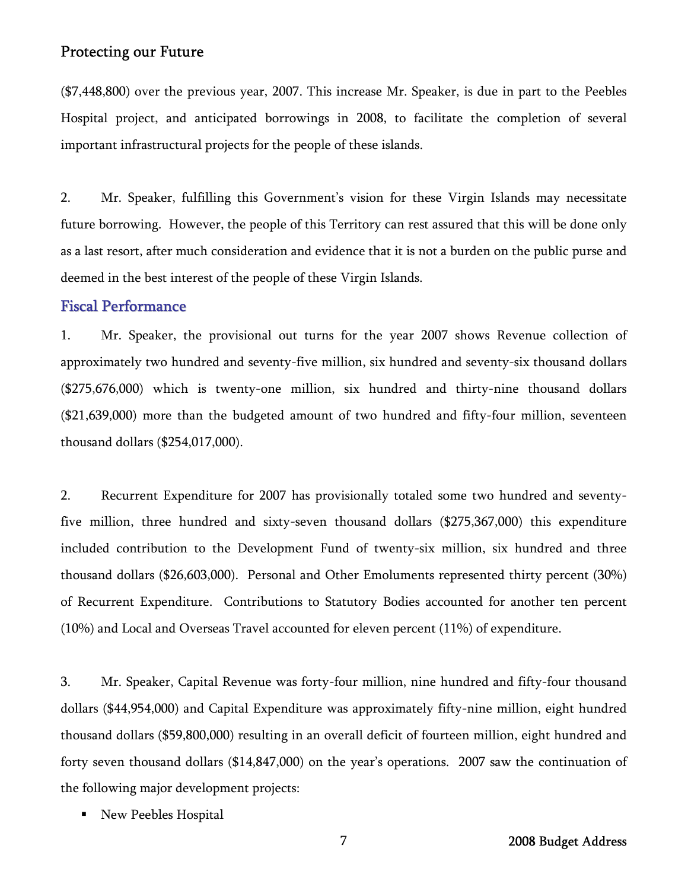($7,448,800) over the previous year, 2007. This increase Mr. Speaker, is due in part to the Peebles Hospital project, and anticipated borrowings in 2008, to facilitate the completion of several important infrastructural projects for the people of these islands.

2. Mr. Speaker, fulfilling this Government's vision for these Virgin Islands may necessitate future borrowing. However, the people of this Territory can rest assured that this will be done only as a last resort, after much consideration and evidence that it is not a burden on the public purse and deemed in the best interest of the people of these Virgin Islands.

## Fiscal Performance

1. Mr. Speaker, the provisional out turns for the year 2007 shows Revenue collection of approximately two hundred and seventy-five million, six hundred and seventy-six thousand dollars ($275,676,000) which is twenty-one million, six hundred and thirty-nine thousand dollars ($21,639,000) more than the budgeted amount of two hundred and fifty-four million, seventeen thousand dollars ($254,017,000).

2. Recurrent Expenditure for 2007 has provisionally totaled some two hundred and seventy-five million, three hundred and sixty-seven thousand dollars ($275,367,000) this expenditure included contribution to the Development Fund of twenty-six million, six hundred and three thousand dollars ($26,603,000). Personal and Other Emoluments represented thirty percent (30%) of Recurrent Expenditure. Contributions to Statutory Bodies accounted for another ten percent (10%) and Local and Overseas Travel accounted for eleven percent (11%) of expenditure.

3. Mr. Speaker, Capital Revenue was forty-four million, nine hundred and fifty-four thousand dollars ($44,954,000) and Capital Expenditure was approximately fifty-nine million, eight hundred thousand dollars ($59,800,000) resulting in an overall deficit of fourteen million, eight hundred and forty seven thousand dollars ($14,847,000) on the year's operations. 2007 saw the continuation of the following major development projects:

- New Peebles Hospital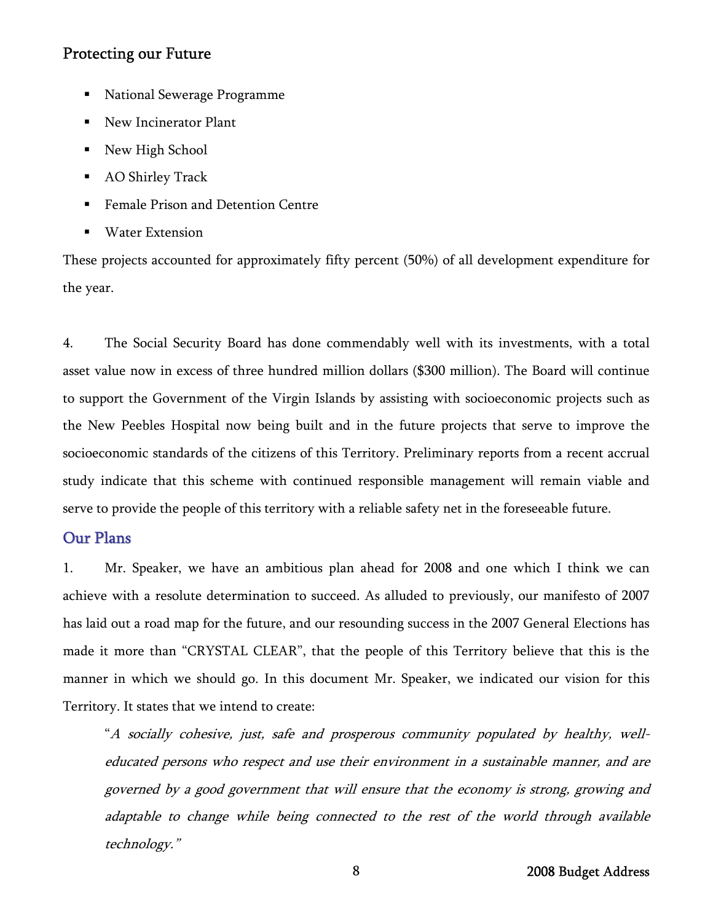## Protecting our Future

- National Sewerage Programme
- New Incinerator Plant
- New High School
- AO Shirley Track
- Female Prison and Detention Centre
- Water Extension

These projects accounted for approximately fifty percent (50%) of all development expenditure for the year.

4. The Social Security Board has done commendably well with its investments, with a total asset value now in excess of three hundred million dollars ($300 million). The Board will continue to support the Government of the Virgin Islands by assisting with socioeconomic projects such as the New Peebles Hospital now being built and in the future projects that serve to improve the socioeconomic standards of the citizens of this Territory. Preliminary reports from a recent accrual study indicate that this scheme with continued responsible management will remain viable and serve to provide the people of this territory with a reliable safety net in the foreseeable future.

## Our Plans

1. Mr. Speaker, we have an ambitious plan ahead for 2008 and one which I think we can achieve with a resolute determination to succeed. As alluded to previously, our manifesto of 2007 has laid out a road map for the future, and our resounding success in the 2007 General Elections has made it more than "CRYSTAL CLEAR", that the people of this Territory believe that this is the manner in which we should go. In this document Mr. Speaker, we indicated our vision for this Territory. It states that we intend to create:

> "*A socially cohesive, just, safe and prosperous community populated by healthy, well-educated persons who respect and use their environment in a sustainable manner, and are governed by a good government that will ensure that the economy is strong, growing and adaptable to change while being connected to the rest of the world through available technology.*"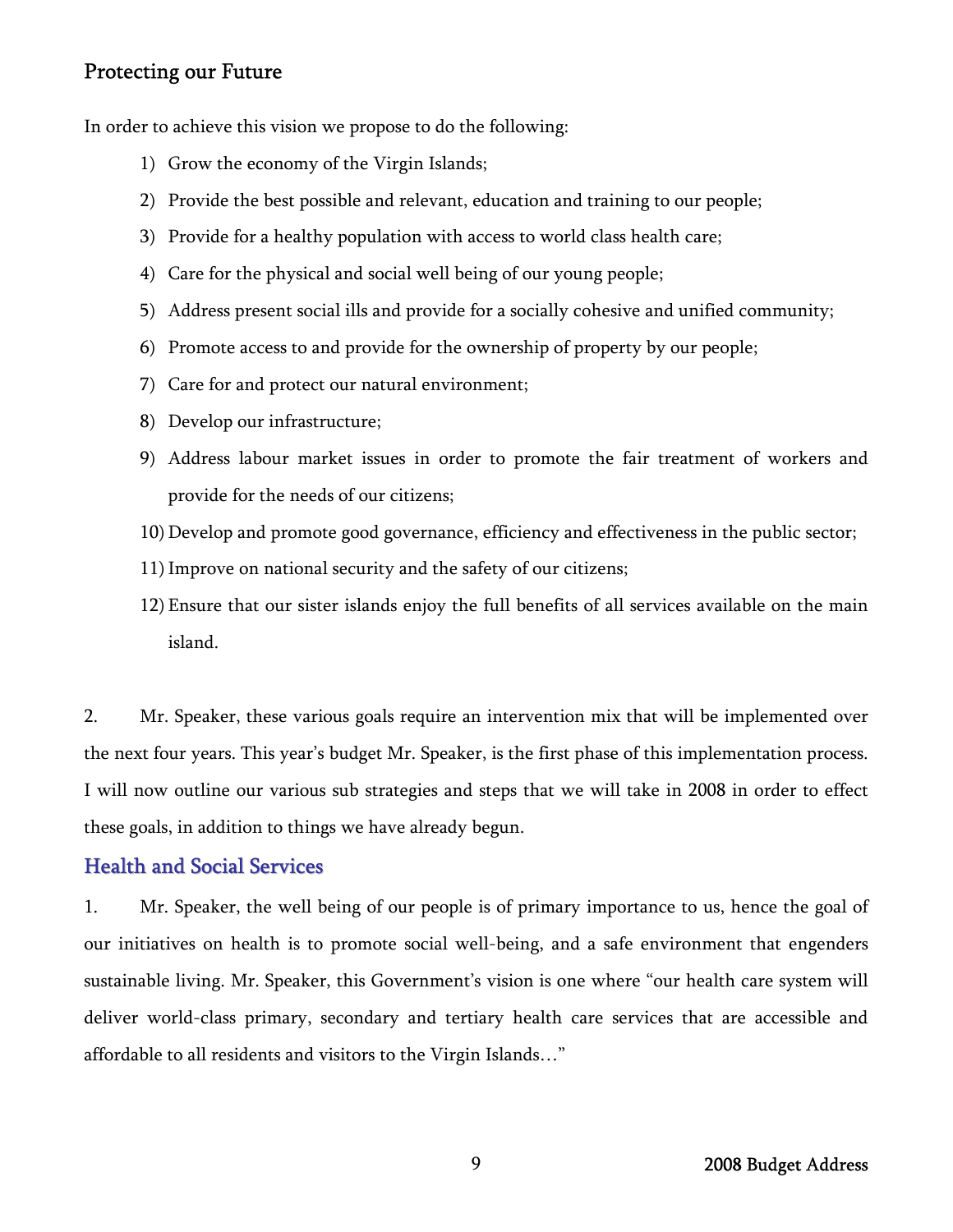## Protecting our Future

In order to achieve this vision we propose to do the following:

1) Grow the economy of the Virgin Islands;
2) Provide the best possible and relevant, education and training to our people;
3) Provide for a healthy population with access to world class health care;
4) Care for the physical and social well being of our young people;
5) Address present social ills and provide for a socially cohesive and unified community;
6) Promote access to and provide for the ownership of property by our people;
7) Care for and protect our natural environment;
8) Develop our infrastructure;
9) Address labour market issues in order to promote the fair treatment of workers and provide for the needs of our citizens;
10) Develop and promote good governance, efficiency and effectiveness in the public sector;
11) Improve on national security and the safety of our citizens;
12) Ensure that our sister islands enjoy the full benefits of all services available on the main island.

2. Mr. Speaker, these various goals require an intervention mix that will be implemented over the next four years. This year's budget Mr. Speaker, is the first phase of this implementation process. I will now outline our various sub strategies and steps that we will take in 2008 in order to effect these goals, in addition to things we have already begun.

## Health and Social Services

1. Mr. Speaker, the well being of our people is of primary importance to us, hence the goal of our initiatives on health is to promote social well-being, and a safe environment that engenders sustainable living. Mr. Speaker, this Government's vision is one where "our health care system will deliver world-class primary, secondary and tertiary health care services that are accessible and affordable to all residents and visitors to the Virgin Islands…"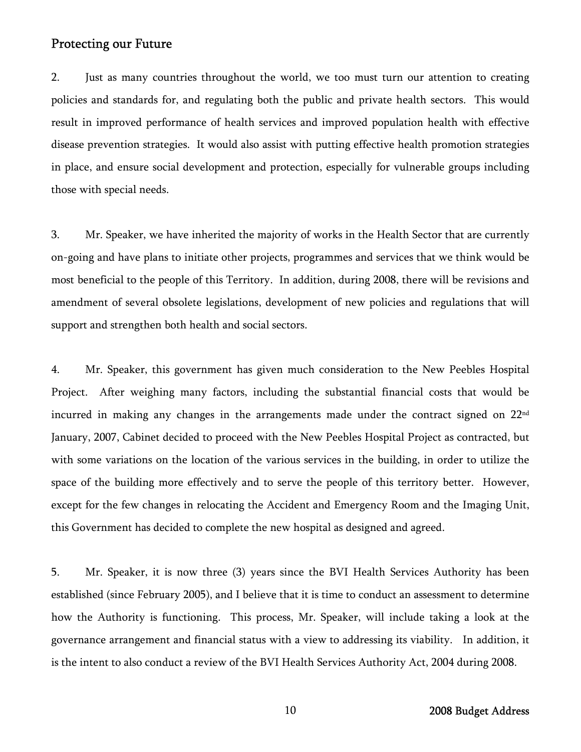## Protecting our Future

2. Just as many countries throughout the world, we too must turn our attention to creating policies and standards for, and regulating both the public and private health sectors. This would result in improved performance of health services and improved population health with effective disease prevention strategies. It would also assist with putting effective health promotion strategies in place, and ensure social development and protection, especially for vulnerable groups including those with special needs.

3. Mr. Speaker, we have inherited the majority of works in the Health Sector that are currently on-going and have plans to initiate other projects, programmes and services that we think would be most beneficial to the people of this Territory. In addition, during 2008, there will be revisions and amendment of several obsolete legislations, development of new policies and regulations that will support and strengthen both health and social sectors.

4. Mr. Speaker, this government has given much consideration to the New Peebles Hospital Project. After weighing many factors, including the substantial financial costs that would be incurred in making any changes in the arrangements made under the contract signed on 22nd January, 2007, Cabinet decided to proceed with the New Peebles Hospital Project as contracted, but with some variations on the location of the various services in the building, in order to utilize the space of the building more effectively and to serve the people of this territory better. However, except for the few changes in relocating the Accident and Emergency Room and the Imaging Unit, this Government has decided to complete the new hospital as designed and agreed.

5. Mr. Speaker, it is now three (3) years since the BVI Health Services Authority has been established (since February 2005), and I believe that it is time to conduct an assessment to determine how the Authority is functioning. This process, Mr. Speaker, will include taking a look at the governance arrangement and financial status with a view to addressing its viability. In addition, it is the intent to also conduct a review of the BVI Health Services Authority Act, 2004 during 2008.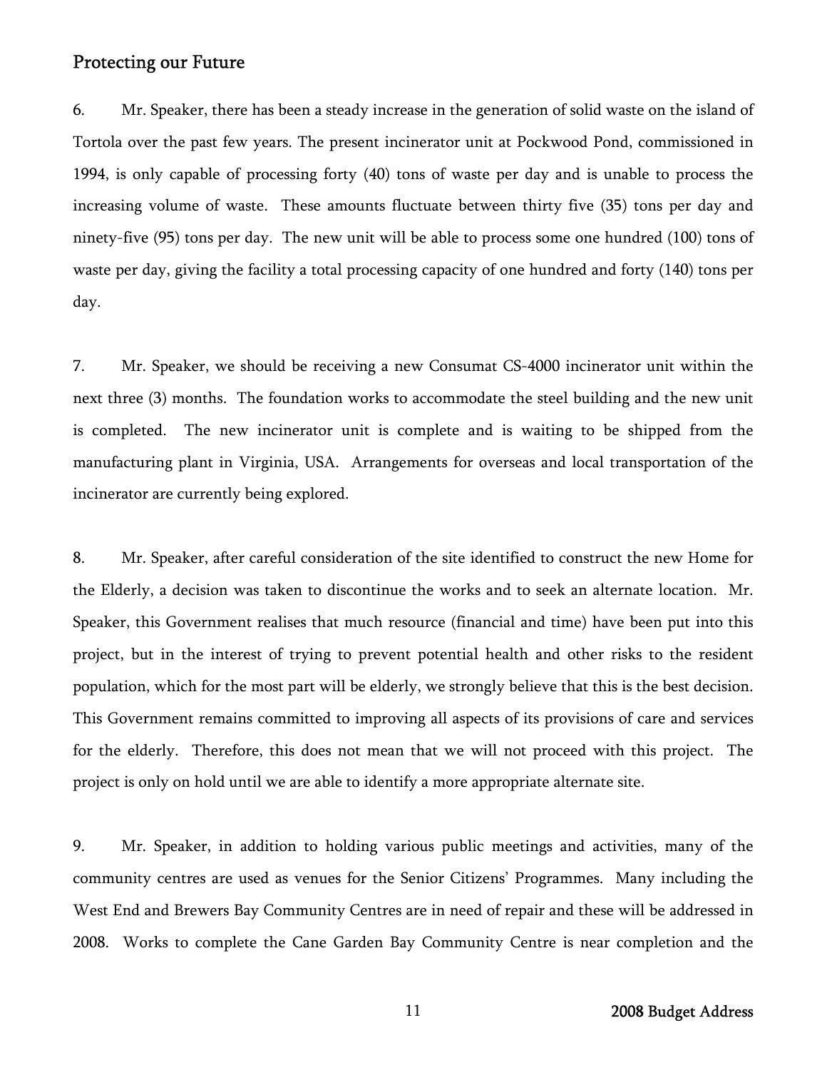## Protecting our Future

6. Mr. Speaker, there has been a steady increase in the generation of solid waste on the island of Tortola over the past few years. The present incinerator unit at Pockwood Pond, commissioned in 1994, is only capable of processing forty (40) tons of waste per day and is unable to process the increasing volume of waste. These amounts fluctuate between thirty five (35) tons per day and ninety-five (95) tons per day. The new unit will be able to process some one hundred (100) tons of waste per day, giving the facility a total processing capacity of one hundred and forty (140) tons per day.

7. Mr. Speaker, we should be receiving a new Consumat CS-4000 incinerator unit within the next three (3) months. The foundation works to accommodate the steel building and the new unit is completed. The new incinerator unit is complete and is waiting to be shipped from the manufacturing plant in Virginia, USA. Arrangements for overseas and local transportation of the incinerator are currently being explored.

8. Mr. Speaker, after careful consideration of the site identified to construct the new Home for the Elderly, a decision was taken to discontinue the works and to seek an alternate location. Mr. Speaker, this Government realises that much resource (financial and time) have been put into this project, but in the interest of trying to prevent potential health and other risks to the resident population, which for the most part will be elderly, we strongly believe that this is the best decision. This Government remains committed to improving all aspects of its provisions of care and services for the elderly. Therefore, this does not mean that we will not proceed with this project. The project is only on hold until we are able to identify a more appropriate alternate site.

9. Mr. Speaker, in addition to holding various public meetings and activities, many of the community centres are used as venues for the Senior Citizens' Programmes. Many including the West End and Brewers Bay Community Centres are in need of repair and these will be addressed in 2008. Works to complete the Cane Garden Bay Community Centre is near completion and the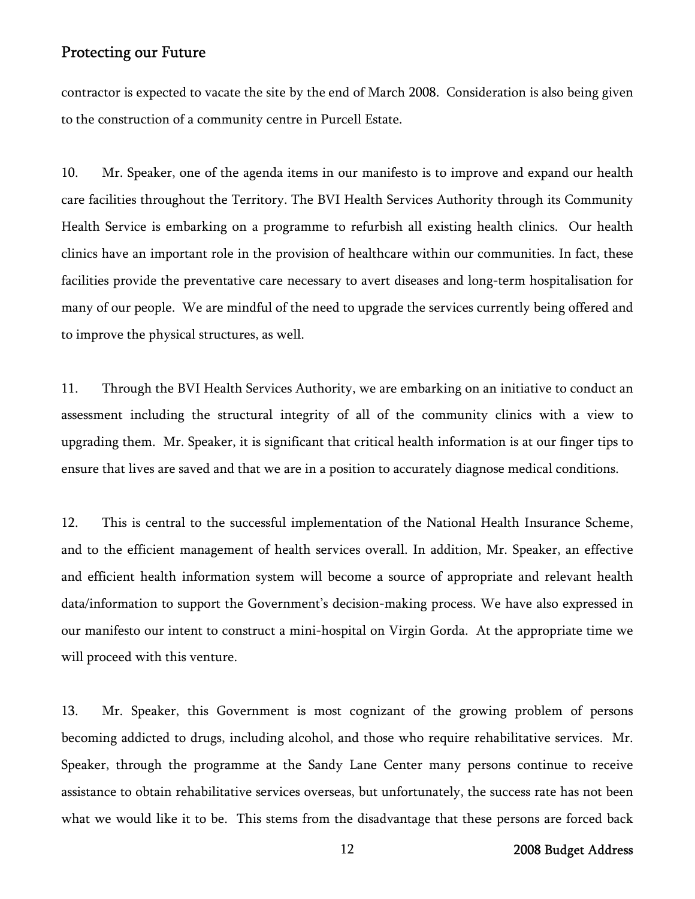contractor is expected to vacate the site by the end of March 2008. Consideration is also being given to the construction of a community centre in Purcell Estate.

10. Mr. Speaker, one of the agenda items in our manifesto is to improve and expand our health care facilities throughout the Territory. The BVI Health Services Authority through its Community Health Service is embarking on a programme to refurbish all existing health clinics. Our health clinics have an important role in the provision of healthcare within our communities. In fact, these facilities provide the preventative care necessary to avert diseases and long-term hospitalisation for many of our people. We are mindful of the need to upgrade the services currently being offered and to improve the physical structures, as well.

11. Through the BVI Health Services Authority, we are embarking on an initiative to conduct an assessment including the structural integrity of all of the community clinics with a view to upgrading them. Mr. Speaker, it is significant that critical health information is at our finger tips to ensure that lives are saved and that we are in a position to accurately diagnose medical conditions.

12. This is central to the successful implementation of the National Health Insurance Scheme, and to the efficient management of health services overall. In addition, Mr. Speaker, an effective and efficient health information system will become a source of appropriate and relevant health data/information to support the Government's decision-making process. We have also expressed in our manifesto our intent to construct a mini-hospital on Virgin Gorda. At the appropriate time we will proceed with this venture.

13. Mr. Speaker, this Government is most cognizant of the growing problem of persons becoming addicted to drugs, including alcohol, and those who require rehabilitative services. Mr. Speaker, through the programme at the Sandy Lane Center many persons continue to receive assistance to obtain rehabilitative services overseas, but unfortunately, the success rate has not been what we would like it to be. This stems from the disadvantage that these persons are forced back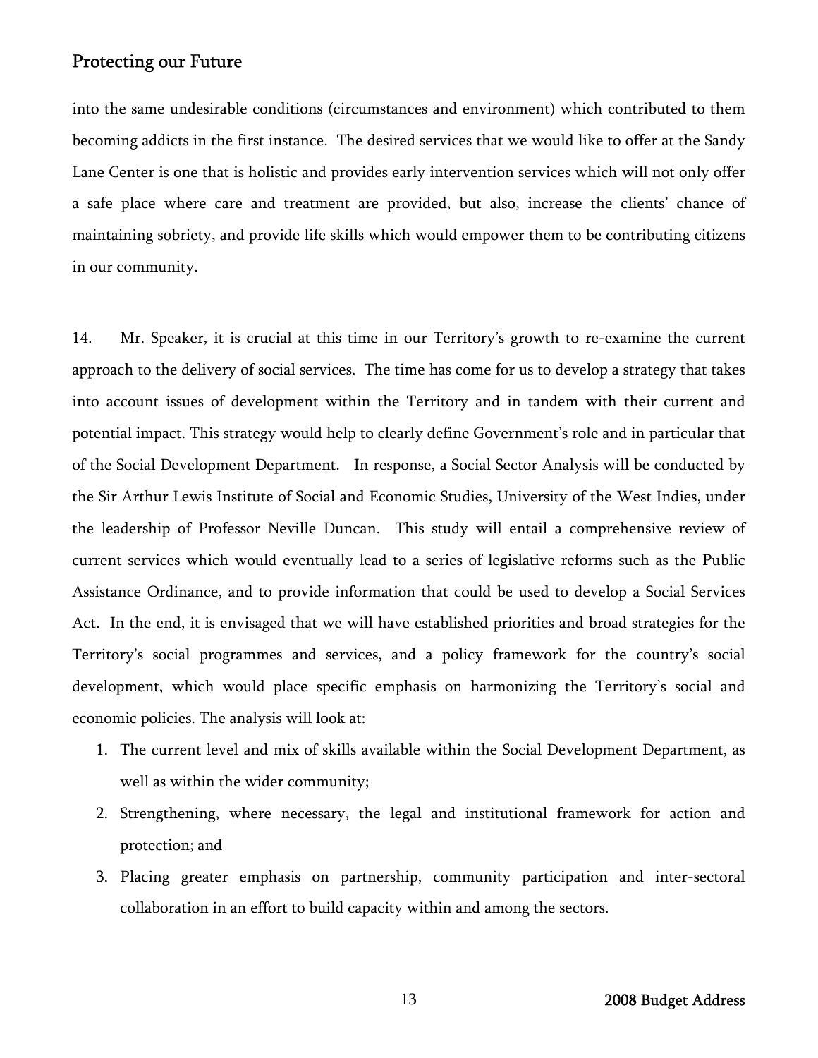into the same undesirable conditions (circumstances and environment) which contributed to them becoming addicts in the first instance. The desired services that we would like to offer at the Sandy Lane Center is one that is holistic and provides early intervention services which will not only offer a safe place where care and treatment are provided, but also, increase the clients' chance of maintaining sobriety, and provide life skills which would empower them to be contributing citizens in our community.

14. Mr. Speaker, it is crucial at this time in our Territory's growth to re-examine the current approach to the delivery of social services. The time has come for us to develop a strategy that takes into account issues of development within the Territory and in tandem with their current and potential impact. This strategy would help to clearly define Government's role and in particular that of the Social Development Department. In response, a Social Sector Analysis will be conducted by the Sir Arthur Lewis Institute of Social and Economic Studies, University of the West Indies, under the leadership of Professor Neville Duncan. This study will entail a comprehensive review of current services which would eventually lead to a series of legislative reforms such as the Public Assistance Ordinance, and to provide information that could be used to develop a Social Services Act. In the end, it is envisaged that we will have established priorities and broad strategies for the Territory's social programmes and services, and a policy framework for the country's social development, which would place specific emphasis on harmonizing the Territory's social and economic policies. The analysis will look at:

1. The current level and mix of skills available within the Social Development Department, as well as within the wider community;
2. Strengthening, where necessary, the legal and institutional framework for action and protection; and
3. Placing greater emphasis on partnership, community participation and inter-sectoral collaboration in an effort to build capacity within and among the sectors.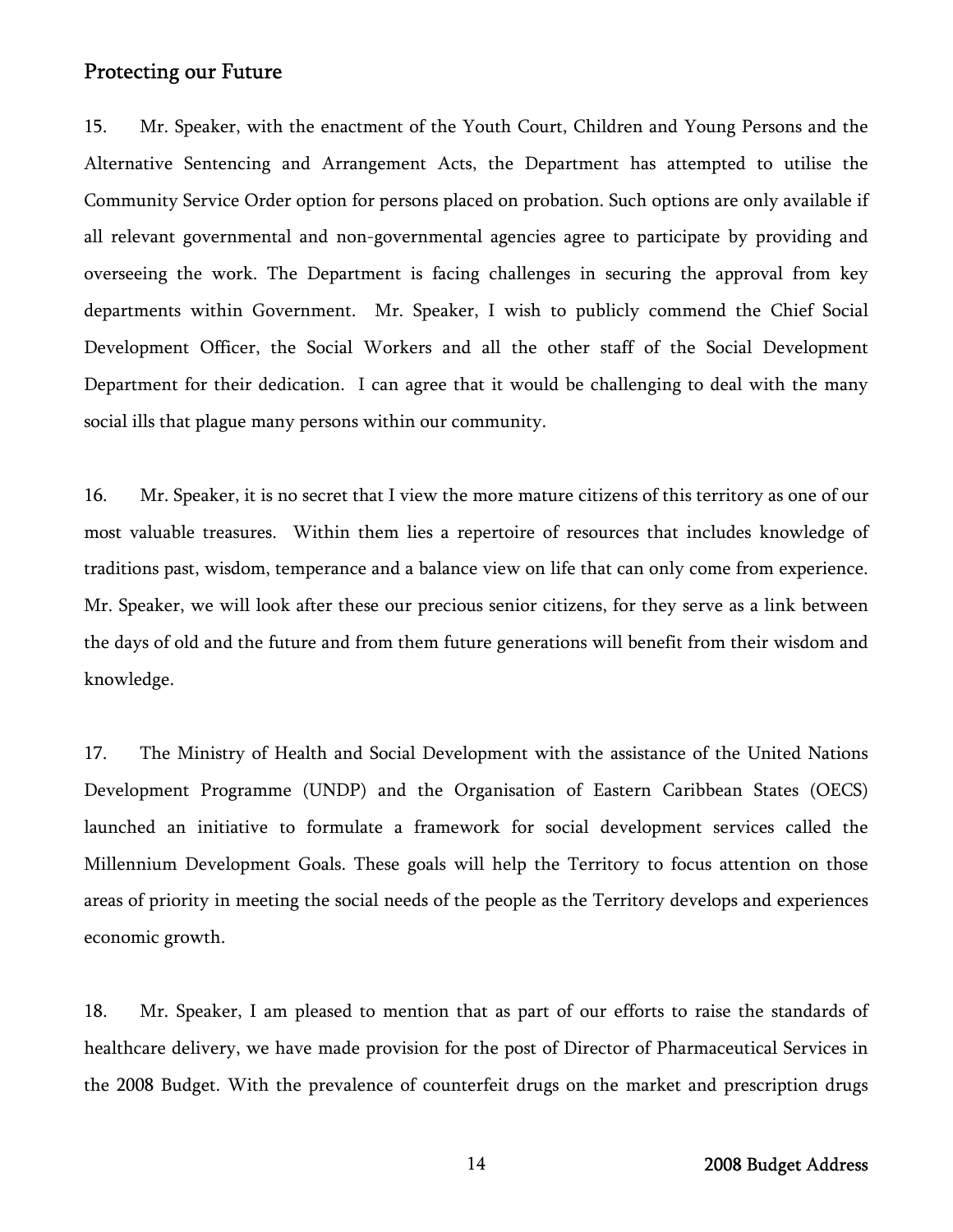## Protecting our Future

15. Mr. Speaker, with the enactment of the Youth Court, Children and Young Persons and the Alternative Sentencing and Arrangement Acts, the Department has attempted to utilise the Community Service Order option for persons placed on probation. Such options are only available if all relevant governmental and non-governmental agencies agree to participate by providing and overseeing the work. The Department is facing challenges in securing the approval from key departments within Government. Mr. Speaker, I wish to publicly commend the Chief Social Development Officer, the Social Workers and all the other staff of the Social Development Department for their dedication. I can agree that it would be challenging to deal with the many social ills that plague many persons within our community.

16. Mr. Speaker, it is no secret that I view the more mature citizens of this territory as one of our most valuable treasures. Within them lies a repertoire of resources that includes knowledge of traditions past, wisdom, temperance and a balance view on life that can only come from experience. Mr. Speaker, we will look after these our precious senior citizens, for they serve as a link between the days of old and the future and from them future generations will benefit from their wisdom and knowledge.

17. The Ministry of Health and Social Development with the assistance of the United Nations Development Programme (UNDP) and the Organisation of Eastern Caribbean States (OECS) launched an initiative to formulate a framework for social development services called the Millennium Development Goals. These goals will help the Territory to focus attention on those areas of priority in meeting the social needs of the people as the Territory develops and experiences economic growth.

18. Mr. Speaker, I am pleased to mention that as part of our efforts to raise the standards of healthcare delivery, we have made provision for the post of Director of Pharmaceutical Services in the 2008 Budget. With the prevalence of counterfeit drugs on the market and prescription drugs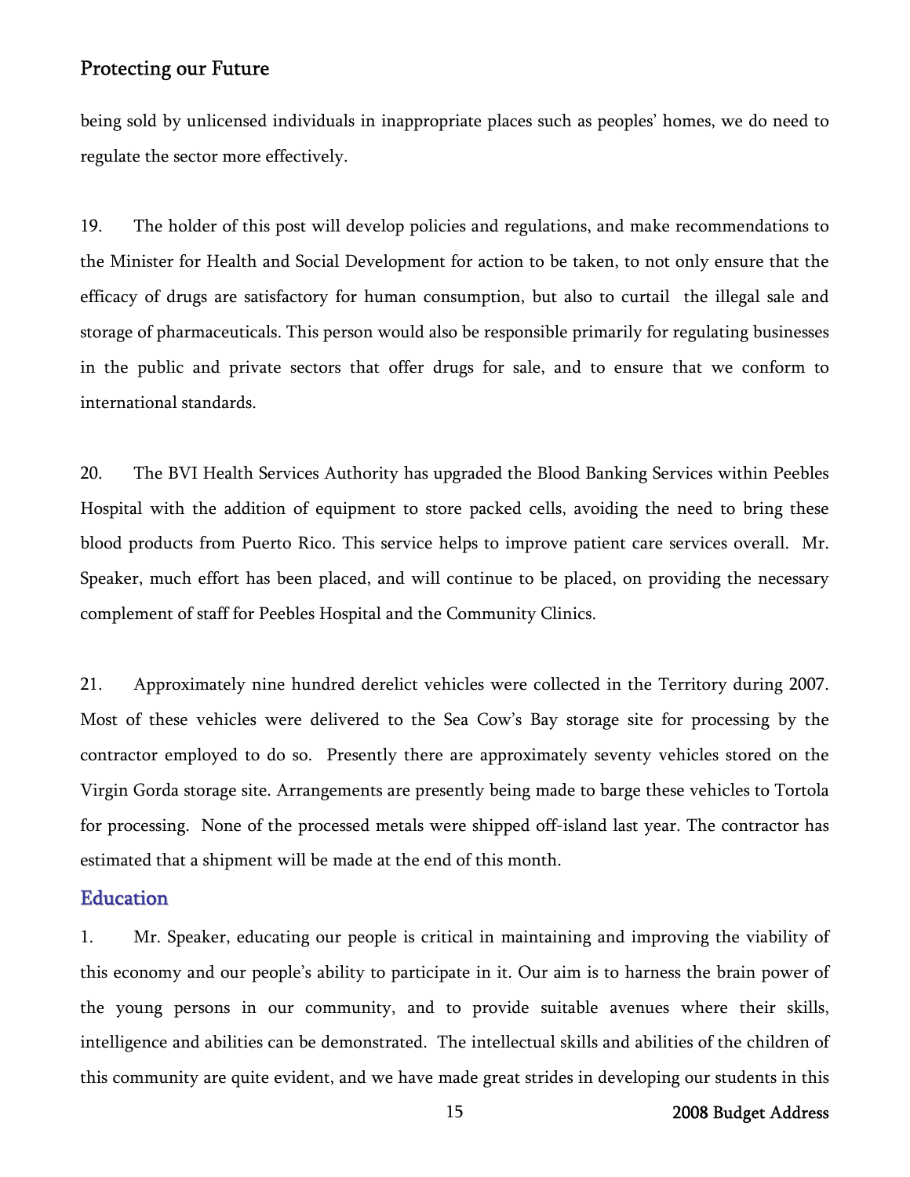being sold by unlicensed individuals in inappropriate places such as peoples' homes, we do need to regulate the sector more effectively.

19. The holder of this post will develop policies and regulations, and make recommendations to the Minister for Health and Social Development for action to be taken, to not only ensure that the efficacy of drugs are satisfactory for human consumption, but also to curtail the illegal sale and storage of pharmaceuticals. This person would also be responsible primarily for regulating businesses in the public and private sectors that offer drugs for sale, and to ensure that we conform to international standards.

20. The BVI Health Services Authority has upgraded the Blood Banking Services within Peebles Hospital with the addition of equipment to store packed cells, avoiding the need to bring these blood products from Puerto Rico. This service helps to improve patient care services overall. Mr. Speaker, much effort has been placed, and will continue to be placed, on providing the necessary complement of staff for Peebles Hospital and the Community Clinics.

21. Approximately nine hundred derelict vehicles were collected in the Territory during 2007. Most of these vehicles were delivered to the Sea Cow's Bay storage site for processing by the contractor employed to do so. Presently there are approximately seventy vehicles stored on the Virgin Gorda storage site. Arrangements are presently being made to barge these vehicles to Tortola for processing. None of the processed metals were shipped off-island last year. The contractor has estimated that a shipment will be made at the end of this month.

## Education

1. Mr. Speaker, educating our people is critical in maintaining and improving the viability of this economy and our people's ability to participate in it. Our aim is to harness the brain power of the young persons in our community, and to provide suitable avenues where their skills, intelligence and abilities can be demonstrated. The intellectual skills and abilities of the children of this community are quite evident, and we have made great strides in developing our students in this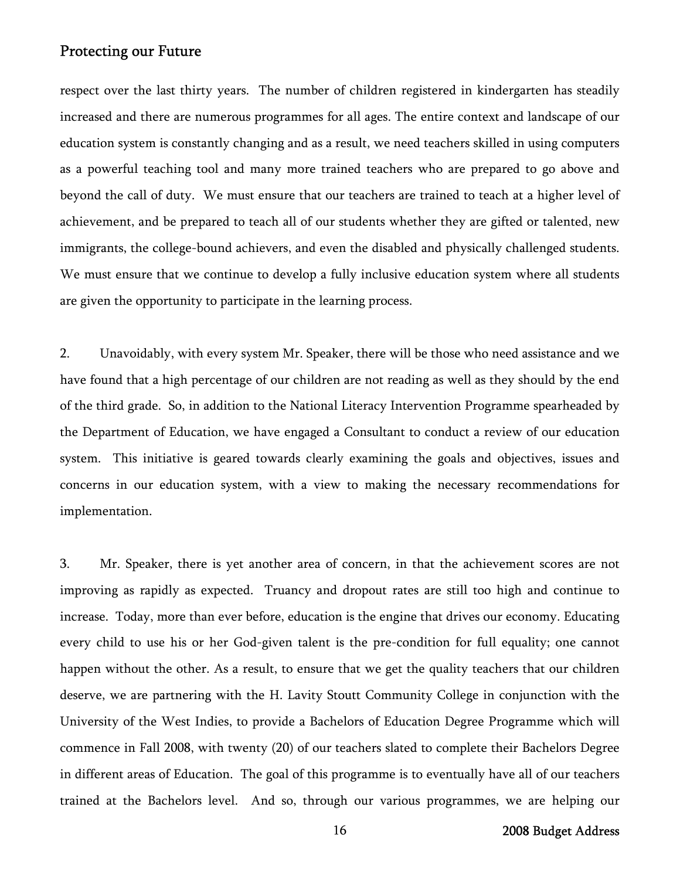respect over the last thirty years. The number of children registered in kindergarten has steadily increased and there are numerous programmes for all ages. The entire context and landscape of our education system is constantly changing and as a result, we need teachers skilled in using computers as a powerful teaching tool and many more trained teachers who are prepared to go above and beyond the call of duty. We must ensure that our teachers are trained to teach at a higher level of achievement, and be prepared to teach all of our students whether they are gifted or talented, new immigrants, the college-bound achievers, and even the disabled and physically challenged students. We must ensure that we continue to develop a fully inclusive education system where all students are given the opportunity to participate in the learning process.

2. Unavoidably, with every system Mr. Speaker, there will be those who need assistance and we have found that a high percentage of our children are not reading as well as they should by the end of the third grade. So, in addition to the National Literacy Intervention Programme spearheaded by the Department of Education, we have engaged a Consultant to conduct a review of our education system. This initiative is geared towards clearly examining the goals and objectives, issues and concerns in our education system, with a view to making the necessary recommendations for implementation.

3. Mr. Speaker, there is yet another area of concern, in that the achievement scores are not improving as rapidly as expected. Truancy and dropout rates are still too high and continue to increase. Today, more than ever before, education is the engine that drives our economy. Educating every child to use his or her God-given talent is the pre-condition for full equality; one cannot happen without the other. As a result, to ensure that we get the quality teachers that our children deserve, we are partnering with the H. Lavity Stoutt Community College in conjunction with the University of the West Indies, to provide a Bachelors of Education Degree Programme which will commence in Fall 2008, with twenty (20) of our teachers slated to complete their Bachelors Degree in different areas of Education. The goal of this programme is to eventually have all of our teachers trained at the Bachelors level. And so, through our various programmes, we are helping our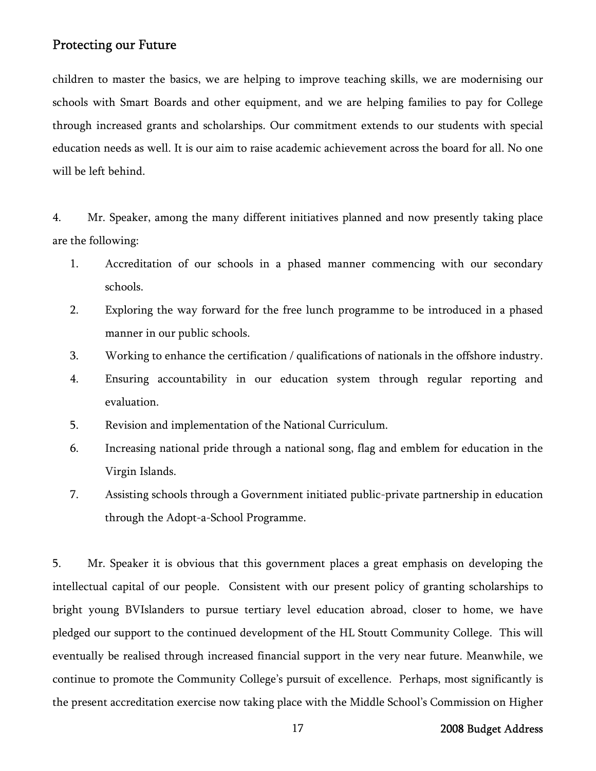children to master the basics, we are helping to improve teaching skills, we are modernising our schools with Smart Boards and other equipment, and we are helping families to pay for College through increased grants and scholarships. Our commitment extends to our students with special education needs as well. It is our aim to raise academic achievement across the board for all. No one will be left behind.

4. Mr. Speaker, among the many different initiatives planned and now presently taking place are the following:

1. Accreditation of our schools in a phased manner commencing with our secondary schools.
2. Exploring the way forward for the free lunch programme to be introduced in a phased manner in our public schools.
3. Working to enhance the certification / qualifications of nationals in the offshore industry.
4. Ensuring accountability in our education system through regular reporting and evaluation.
5. Revision and implementation of the National Curriculum.
6. Increasing national pride through a national song, flag and emblem for education in the Virgin Islands.
7. Assisting schools through a Government initiated public-private partnership in education through the Adopt-a-School Programme.

5. Mr. Speaker it is obvious that this government places a great emphasis on developing the intellectual capital of our people. Consistent with our present policy of granting scholarships to bright young BVIslanders to pursue tertiary level education abroad, closer to home, we have pledged our support to the continued development of the HL Stoutt Community College. This will eventually be realised through increased financial support in the very near future. Meanwhile, we continue to promote the Community College's pursuit of excellence. Perhaps, most significantly is the present accreditation exercise now taking place with the Middle School's Commission on Higher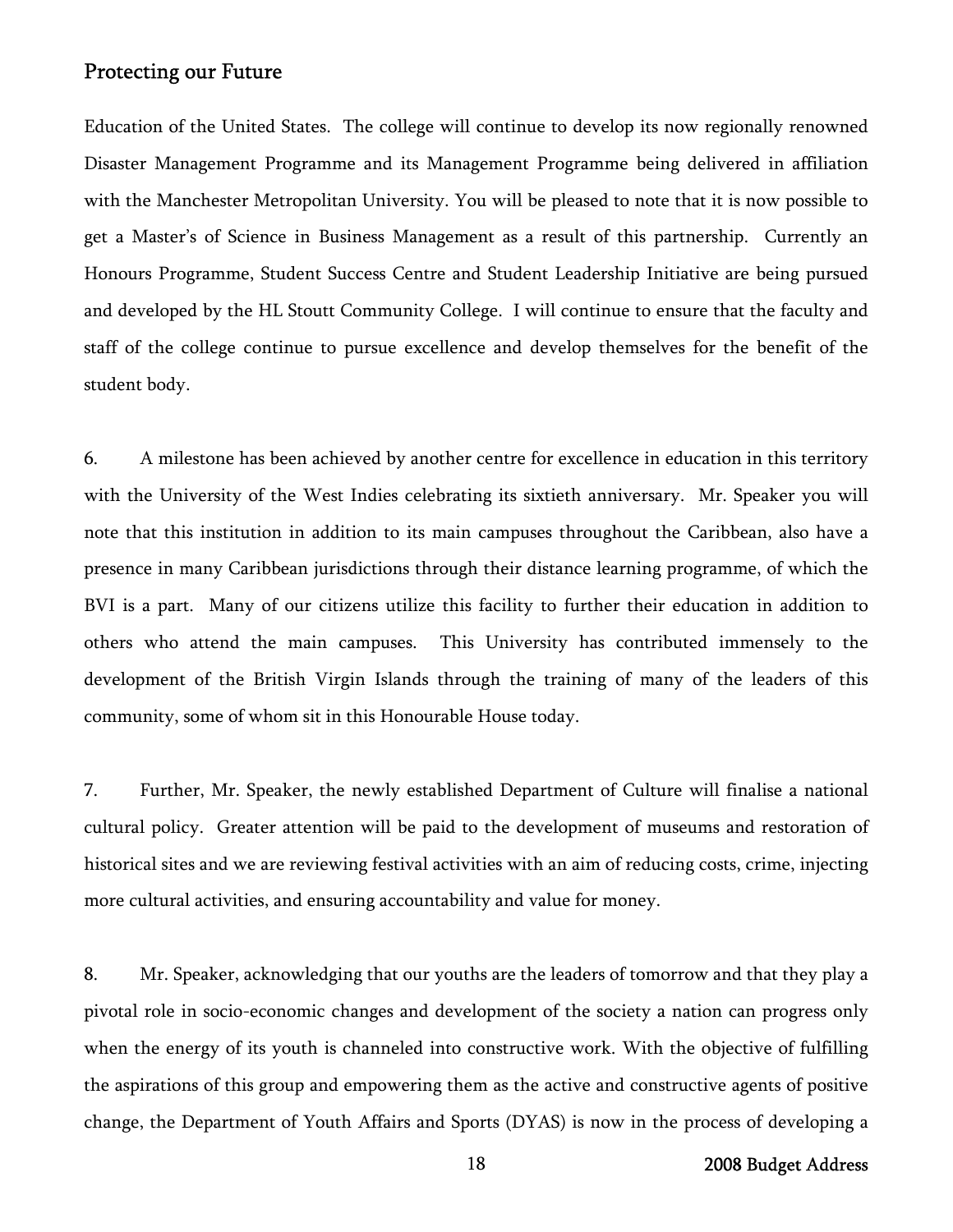Education of the United States. The college will continue to develop its now regionally renowned Disaster Management Programme and its Management Programme being delivered in affiliation with the Manchester Metropolitan University. You will be pleased to note that it is now possible to get a Master's of Science in Business Management as a result of this partnership. Currently an Honours Programme, Student Success Centre and Student Leadership Initiative are being pursued and developed by the HL Stoutt Community College. I will continue to ensure that the faculty and staff of the college continue to pursue excellence and develop themselves for the benefit of the student body.

6. A milestone has been achieved by another centre for excellence in education in this territory with the University of the West Indies celebrating its sixtieth anniversary. Mr. Speaker you will note that this institution in addition to its main campuses throughout the Caribbean, also have a presence in many Caribbean jurisdictions through their distance learning programme, of which the BVI is a part. Many of our citizens utilize this facility to further their education in addition to others who attend the main campuses. This University has contributed immensely to the development of the British Virgin Islands through the training of many of the leaders of this community, some of whom sit in this Honourable House today.

7. Further, Mr. Speaker, the newly established Department of Culture will finalise a national cultural policy. Greater attention will be paid to the development of museums and restoration of historical sites and we are reviewing festival activities with an aim of reducing costs, crime, injecting more cultural activities, and ensuring accountability and value for money.

8. Mr. Speaker, acknowledging that our youths are the leaders of tomorrow and that they play a pivotal role in socio-economic changes and development of the society a nation can progress only when the energy of its youth is channeled into constructive work. With the objective of fulfilling the aspirations of this group and empowering them as the active and constructive agents of positive change, the Department of Youth Affairs and Sports (DYAS) is now in the process of developing a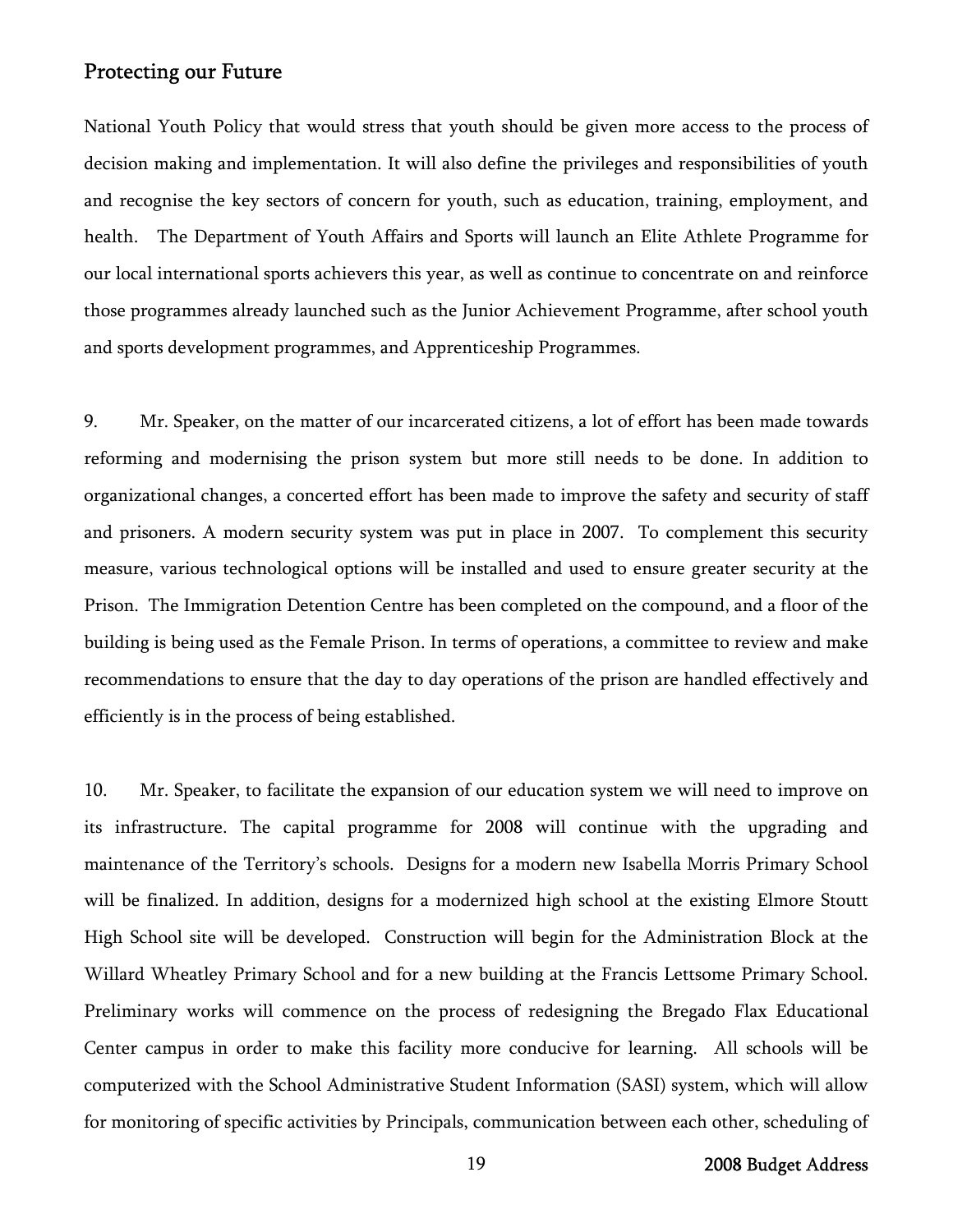## Protecting our Future

National Youth Policy that would stress that youth should be given more access to the process of decision making and implementation. It will also define the privileges and responsibilities of youth and recognise the key sectors of concern for youth, such as education, training, employment, and health. The Department of Youth Affairs and Sports will launch an Elite Athlete Programme for our local international sports achievers this year, as well as continue to concentrate on and reinforce those programmes already launched such as the Junior Achievement Programme, after school youth and sports development programmes, and Apprenticeship Programmes.

9. Mr. Speaker, on the matter of our incarcerated citizens, a lot of effort has been made towards reforming and modernising the prison system but more still needs to be done. In addition to organizational changes, a concerted effort has been made to improve the safety and security of staff and prisoners. A modern security system was put in place in 2007. To complement this security measure, various technological options will be installed and used to ensure greater security at the Prison. The Immigration Detention Centre has been completed on the compound, and a floor of the building is being used as the Female Prison. In terms of operations, a committee to review and make recommendations to ensure that the day to day operations of the prison are handled effectively and efficiently is in the process of being established.

10. Mr. Speaker, to facilitate the expansion of our education system we will need to improve on its infrastructure. The capital programme for 2008 will continue with the upgrading and maintenance of the Territory's schools. Designs for a modern new Isabella Morris Primary School will be finalized. In addition, designs for a modernized high school at the existing Elmore Stoutt High School site will be developed. Construction will begin for the Administration Block at the Willard Wheatley Primary School and for a new building at the Francis Lettsome Primary School. Preliminary works will commence on the process of redesigning the Bregado Flax Educational Center campus in order to make this facility more conducive for learning. All schools will be computerized with the School Administrative Student Information (SASI) system, which will allow for monitoring of specific activities by Principals, communication between each other, scheduling of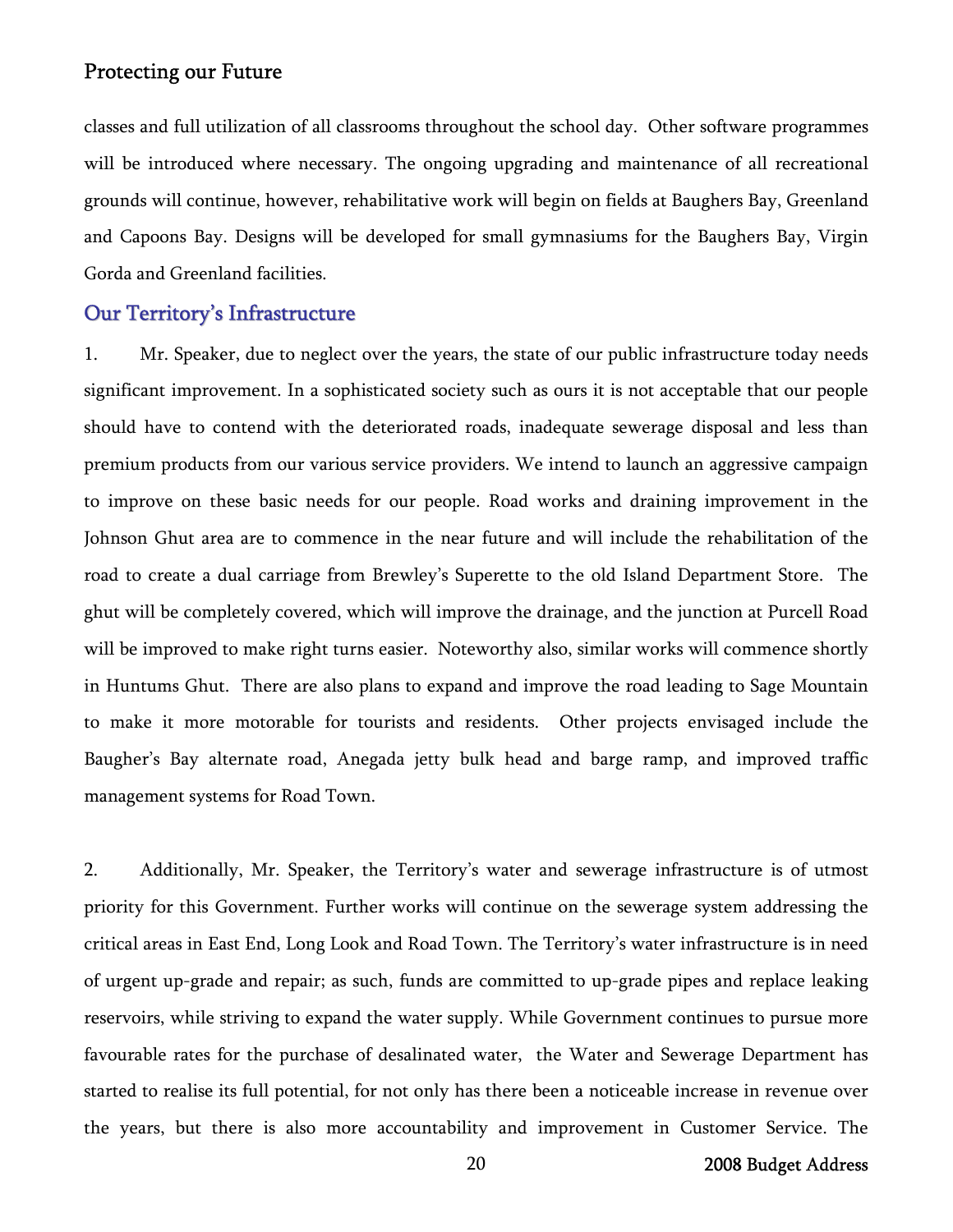classes and full utilization of all classrooms throughout the school day. Other software programmes will be introduced where necessary. The ongoing upgrading and maintenance of all recreational grounds will continue, however, rehabilitative work will begin on fields at Baughers Bay, Greenland and Capoons Bay. Designs will be developed for small gymnasiums for the Baughers Bay, Virgin Gorda and Greenland facilities.

## Our Territory's Infrastructure

1. Mr. Speaker, due to neglect over the years, the state of our public infrastructure today needs significant improvement. In a sophisticated society such as ours it is not acceptable that our people should have to contend with the deteriorated roads, inadequate sewerage disposal and less than premium products from our various service providers. We intend to launch an aggressive campaign to improve on these basic needs for our people. Road works and draining improvement in the Johnson Ghut area are to commence in the near future and will include the rehabilitation of the road to create a dual carriage from Brewley's Superette to the old Island Department Store. The ghut will be completely covered, which will improve the drainage, and the junction at Purcell Road will be improved to make right turns easier. Noteworthy also, similar works will commence shortly in Huntums Ghut. There are also plans to expand and improve the road leading to Sage Mountain to make it more motorable for tourists and residents. Other projects envisaged include the Baugher's Bay alternate road, Anegada jetty bulk head and barge ramp, and improved traffic management systems for Road Town.

2. Additionally, Mr. Speaker, the Territory's water and sewerage infrastructure is of utmost priority for this Government. Further works will continue on the sewerage system addressing the critical areas in East End, Long Look and Road Town. The Territory's water infrastructure is in need of urgent up-grade and repair; as such, funds are committed to up-grade pipes and replace leaking reservoirs, while striving to expand the water supply. While Government continues to pursue more favourable rates for the purchase of desalinated water, the Water and Sewerage Department has started to realise its full potential, for not only has there been a noticeable increase in revenue over the years, but there is also more accountability and improvement in Customer Service. The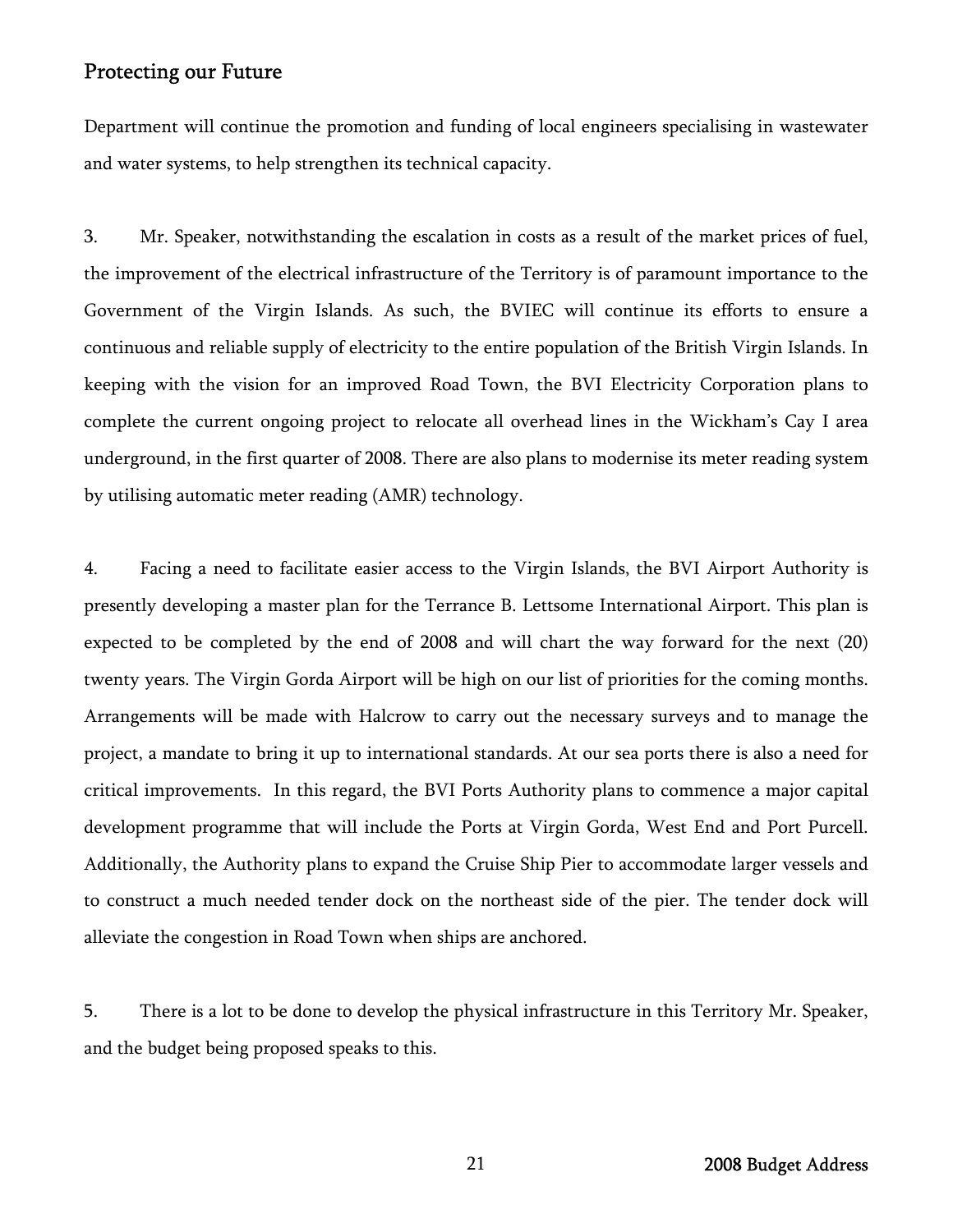## Protecting our Future

Department will continue the promotion and funding of local engineers specialising in wastewater and water systems, to help strengthen its technical capacity.

3. Mr. Speaker, notwithstanding the escalation in costs as a result of the market prices of fuel, the improvement of the electrical infrastructure of the Territory is of paramount importance to the Government of the Virgin Islands. As such, the BVIEC will continue its efforts to ensure a continuous and reliable supply of electricity to the entire population of the British Virgin Islands. In keeping with the vision for an improved Road Town, the BVI Electricity Corporation plans to complete the current ongoing project to relocate all overhead lines in the Wickham's Cay I area underground, in the first quarter of 2008. There are also plans to modernise its meter reading system by utilising automatic meter reading (AMR) technology.

4. Facing a need to facilitate easier access to the Virgin Islands, the BVI Airport Authority is presently developing a master plan for the Terrance B. Lettsome International Airport. This plan is expected to be completed by the end of 2008 and will chart the way forward for the next (20) twenty years. The Virgin Gorda Airport will be high on our list of priorities for the coming months. Arrangements will be made with Halcrow to carry out the necessary surveys and to manage the project, a mandate to bring it up to international standards. At our sea ports there is also a need for critical improvements. In this regard, the BVI Ports Authority plans to commence a major capital development programme that will include the Ports at Virgin Gorda, West End and Port Purcell. Additionally, the Authority plans to expand the Cruise Ship Pier to accommodate larger vessels and to construct a much needed tender dock on the northeast side of the pier. The tender dock will alleviate the congestion in Road Town when ships are anchored.

5. There is a lot to be done to develop the physical infrastructure in this Territory Mr. Speaker, and the budget being proposed speaks to this.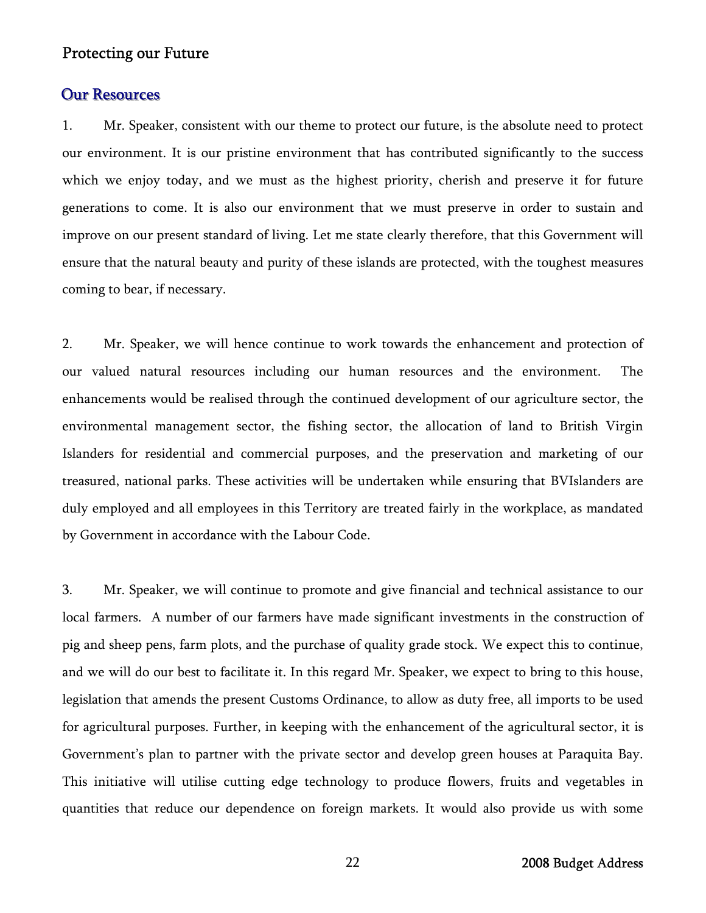## Protecting our Future

### Our Resources

1. Mr. Speaker, consistent with our theme to protect our future, is the absolute need to protect our environment. It is our pristine environment that has contributed significantly to the success which we enjoy today, and we must as the highest priority, cherish and preserve it for future generations to come. It is also our environment that we must preserve in order to sustain and improve on our present standard of living. Let me state clearly therefore, that this Government will ensure that the natural beauty and purity of these islands are protected, with the toughest measures coming to bear, if necessary.

2. Mr. Speaker, we will hence continue to work towards the enhancement and protection of our valued natural resources including our human resources and the environment. The enhancements would be realised through the continued development of our agriculture sector, the environmental management sector, the fishing sector, the allocation of land to British Virgin Islanders for residential and commercial purposes, and the preservation and marketing of our treasured, national parks. These activities will be undertaken while ensuring that BVIslanders are duly employed and all employees in this Territory are treated fairly in the workplace, as mandated by Government in accordance with the Labour Code.

3. Mr. Speaker, we will continue to promote and give financial and technical assistance to our local farmers. A number of our farmers have made significant investments in the construction of pig and sheep pens, farm plots, and the purchase of quality grade stock. We expect this to continue, and we will do our best to facilitate it. In this regard Mr. Speaker, we expect to bring to this house, legislation that amends the present Customs Ordinance, to allow as duty free, all imports to be used for agricultural purposes. Further, in keeping with the enhancement of the agricultural sector, it is Government's plan to partner with the private sector and develop green houses at Paraquita Bay. This initiative will utilise cutting edge technology to produce flowers, fruits and vegetables in quantities that reduce our dependence on foreign markets. It would also provide us with some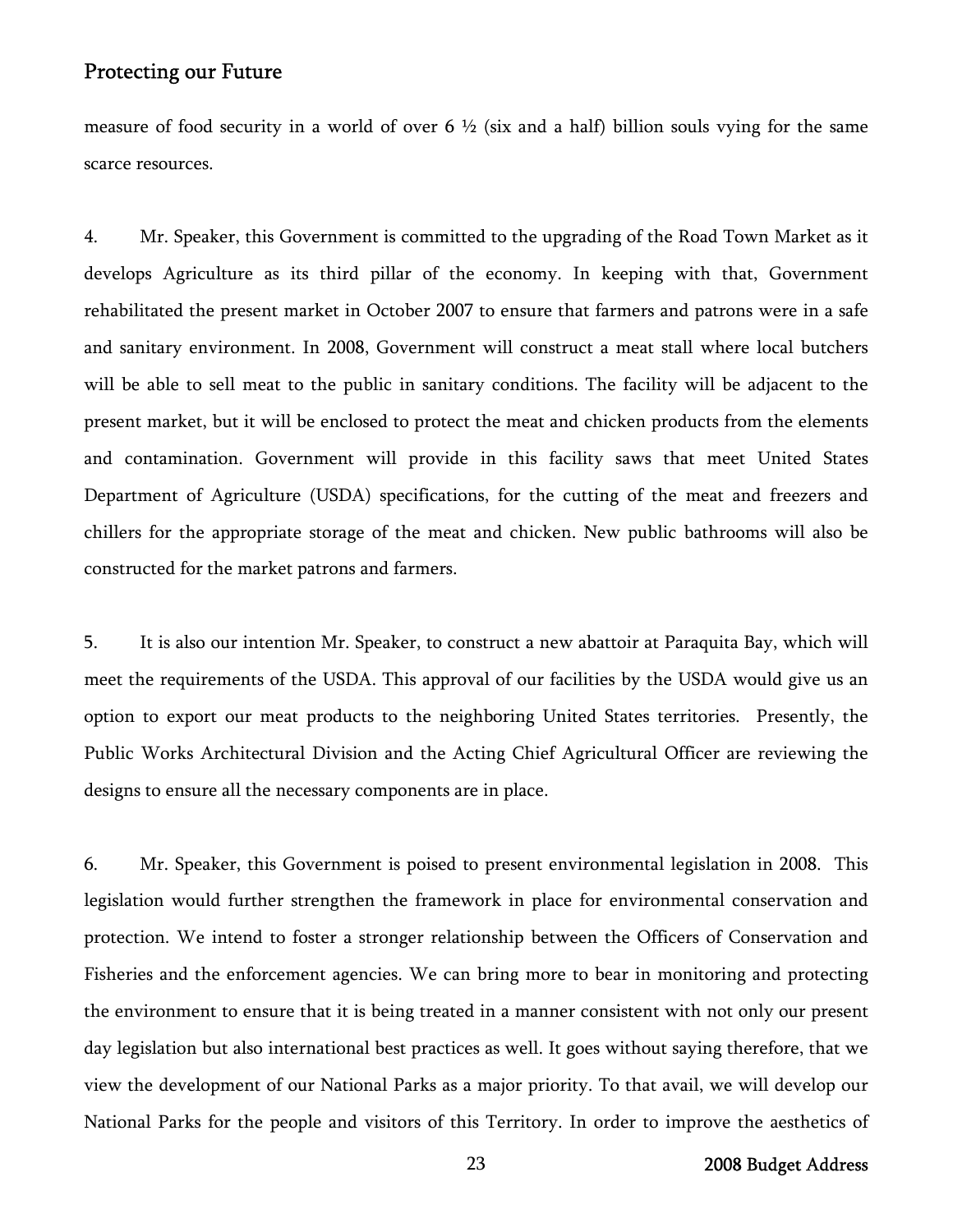measure of food security in a world of over 6 ½ (six and a half) billion souls vying for the same scarce resources.

4. Mr. Speaker, this Government is committed to the upgrading of the Road Town Market as it develops Agriculture as its third pillar of the economy. In keeping with that, Government rehabilitated the present market in October 2007 to ensure that farmers and patrons were in a safe and sanitary environment. In 2008, Government will construct a meat stall where local butchers will be able to sell meat to the public in sanitary conditions. The facility will be adjacent to the present market, but it will be enclosed to protect the meat and chicken products from the elements and contamination. Government will provide in this facility saws that meet United States Department of Agriculture (USDA) specifications, for the cutting of the meat and freezers and chillers for the appropriate storage of the meat and chicken. New public bathrooms will also be constructed for the market patrons and farmers.

5. It is also our intention Mr. Speaker, to construct a new abattoir at Paraquita Bay, which will meet the requirements of the USDA. This approval of our facilities by the USDA would give us an option to export our meat products to the neighboring United States territories. Presently, the Public Works Architectural Division and the Acting Chief Agricultural Officer are reviewing the designs to ensure all the necessary components are in place.

6. Mr. Speaker, this Government is poised to present environmental legislation in 2008. This legislation would further strengthen the framework in place for environmental conservation and protection. We intend to foster a stronger relationship between the Officers of Conservation and Fisheries and the enforcement agencies. We can bring more to bear in monitoring and protecting the environment to ensure that it is being treated in a manner consistent with not only our present day legislation but also international best practices as well. It goes without saying therefore, that we view the development of our National Parks as a major priority. To that avail, we will develop our National Parks for the people and visitors of this Territory. In order to improve the aesthetics of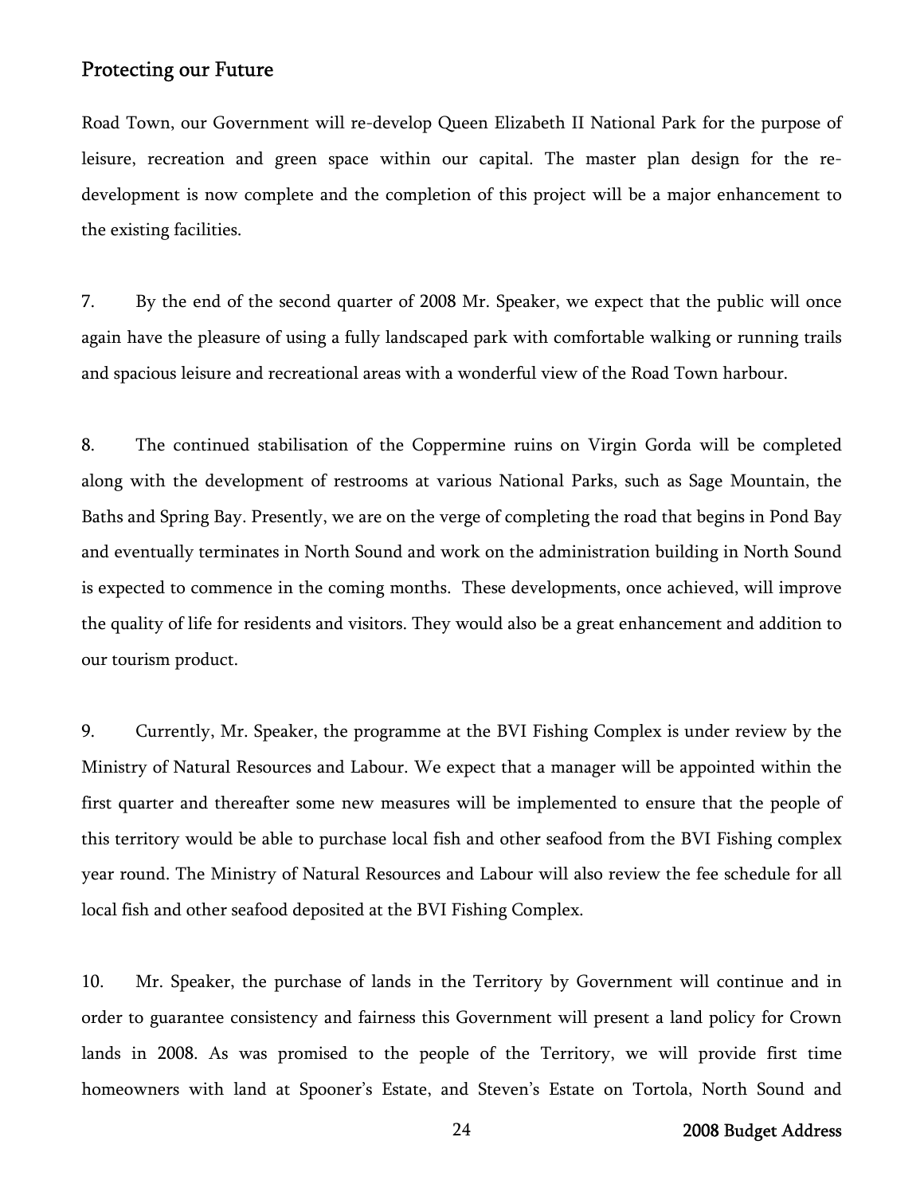## Protecting our Future

Road Town, our Government will re-develop Queen Elizabeth II National Park for the purpose of leisure, recreation and green space within our capital. The master plan design for the re-development is now complete and the completion of this project will be a major enhancement to the existing facilities.

7. By the end of the second quarter of 2008 Mr. Speaker, we expect that the public will once again have the pleasure of using a fully landscaped park with comfortable walking or running trails and spacious leisure and recreational areas with a wonderful view of the Road Town harbour.

8. The continued stabilisation of the Coppermine ruins on Virgin Gorda will be completed along with the development of restrooms at various National Parks, such as Sage Mountain, the Baths and Spring Bay. Presently, we are on the verge of completing the road that begins in Pond Bay and eventually terminates in North Sound and work on the administration building in North Sound is expected to commence in the coming months. These developments, once achieved, will improve the quality of life for residents and visitors. They would also be a great enhancement and addition to our tourism product.

9. Currently, Mr. Speaker, the programme at the BVI Fishing Complex is under review by the Ministry of Natural Resources and Labour. We expect that a manager will be appointed within the first quarter and thereafter some new measures will be implemented to ensure that the people of this territory would be able to purchase local fish and other seafood from the BVI Fishing complex year round. The Ministry of Natural Resources and Labour will also review the fee schedule for all local fish and other seafood deposited at the BVI Fishing Complex.

10. Mr. Speaker, the purchase of lands in the Territory by Government will continue and in order to guarantee consistency and fairness this Government will present a land policy for Crown lands in 2008. As was promised to the people of the Territory, we will provide first time homeowners with land at Spooner's Estate, and Steven's Estate on Tortola, North Sound and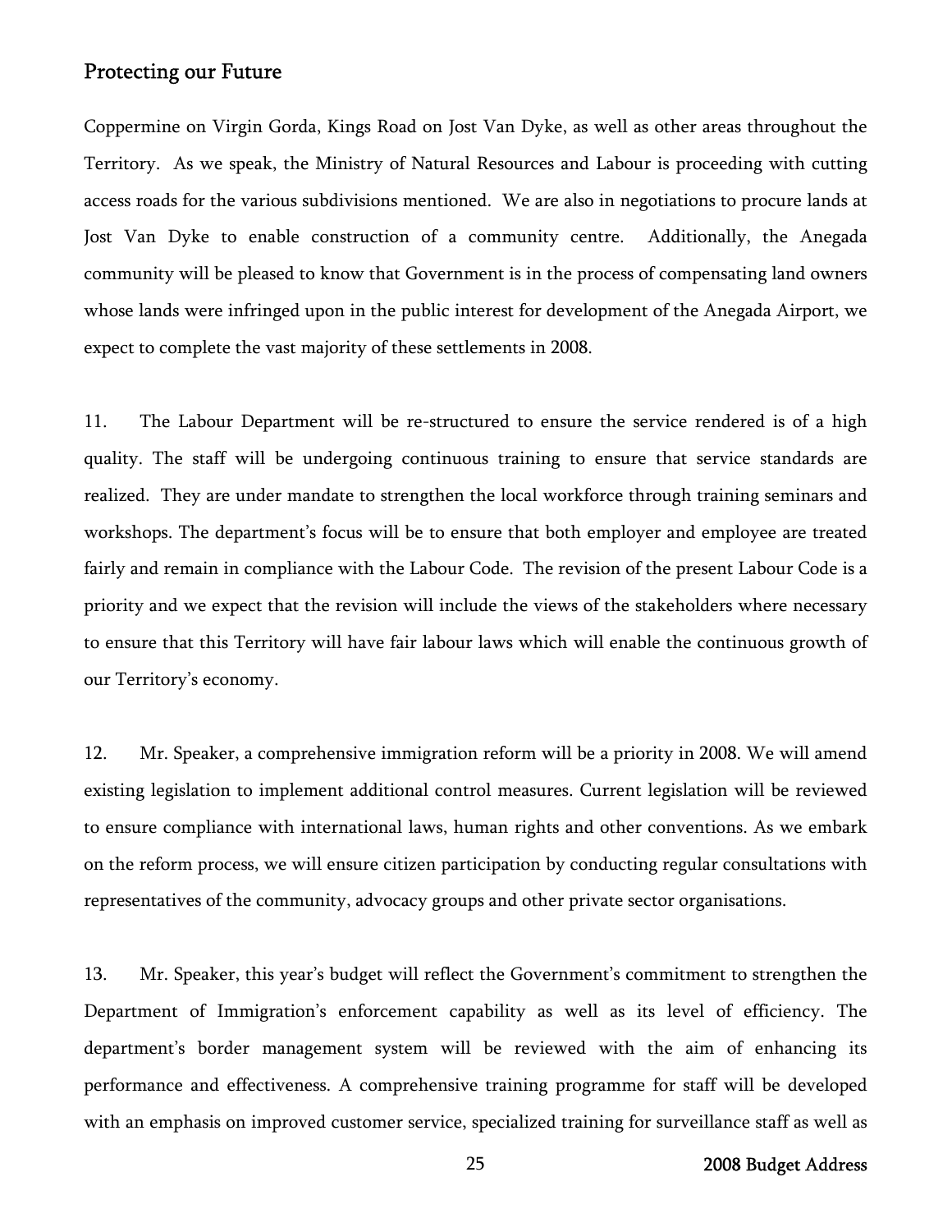## Protecting our Future

Coppermine on Virgin Gorda, Kings Road on Jost Van Dyke, as well as other areas throughout the Territory. As we speak, the Ministry of Natural Resources and Labour is proceeding with cutting access roads for the various subdivisions mentioned. We are also in negotiations to procure lands at Jost Van Dyke to enable construction of a community centre. Additionally, the Anegada community will be pleased to know that Government is in the process of compensating land owners whose lands were infringed upon in the public interest for development of the Anegada Airport, we expect to complete the vast majority of these settlements in 2008.

11. The Labour Department will be re-structured to ensure the service rendered is of a high quality. The staff will be undergoing continuous training to ensure that service standards are realized. They are under mandate to strengthen the local workforce through training seminars and workshops. The department's focus will be to ensure that both employer and employee are treated fairly and remain in compliance with the Labour Code. The revision of the present Labour Code is a priority and we expect that the revision will include the views of the stakeholders where necessary to ensure that this Territory will have fair labour laws which will enable the continuous growth of our Territory's economy.

12. Mr. Speaker, a comprehensive immigration reform will be a priority in 2008. We will amend existing legislation to implement additional control measures. Current legislation will be reviewed to ensure compliance with international laws, human rights and other conventions. As we embark on the reform process, we will ensure citizen participation by conducting regular consultations with representatives of the community, advocacy groups and other private sector organisations.

13. Mr. Speaker, this year's budget will reflect the Government's commitment to strengthen the Department of Immigration's enforcement capability as well as its level of efficiency. The department's border management system will be reviewed with the aim of enhancing its performance and effectiveness. A comprehensive training programme for staff will be developed with an emphasis on improved customer service, specialized training for surveillance staff as well as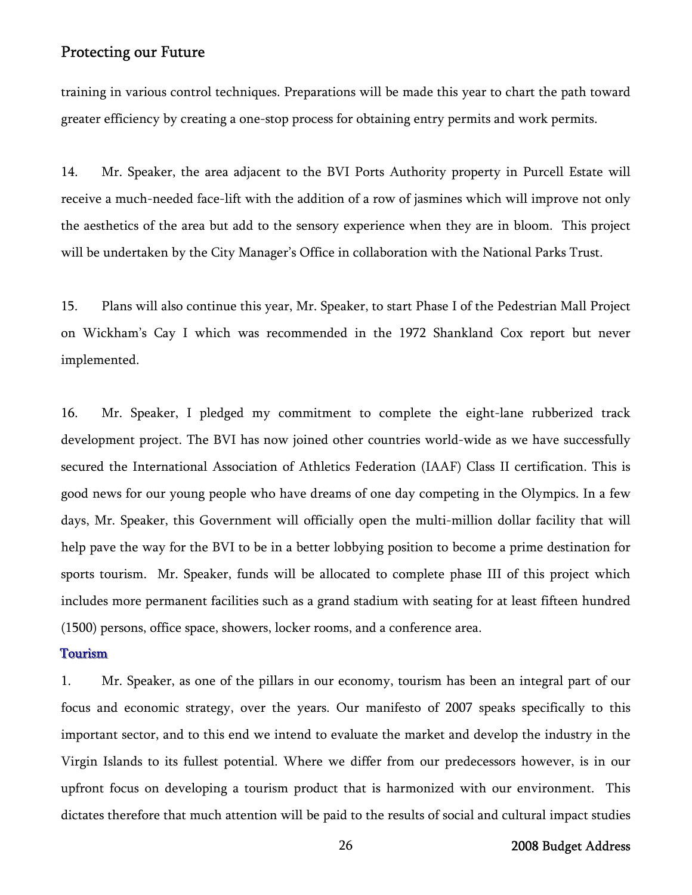training in various control techniques. Preparations will be made this year to chart the path toward greater efficiency by creating a one-stop process for obtaining entry permits and work permits.

14. Mr. Speaker, the area adjacent to the BVI Ports Authority property in Purcell Estate will receive a much-needed face-lift with the addition of a row of jasmines which will improve not only the aesthetics of the area but add to the sensory experience when they are in bloom. This project will be undertaken by the City Manager's Office in collaboration with the National Parks Trust.

15. Plans will also continue this year, Mr. Speaker, to start Phase I of the Pedestrian Mall Project on Wickham's Cay I which was recommended in the 1972 Shankland Cox report but never implemented.

16. Mr. Speaker, I pledged my commitment to complete the eight-lane rubberized track development project. The BVI has now joined other countries world-wide as we have successfully secured the International Association of Athletics Federation (IAAF) Class II certification. This is good news for our young people who have dreams of one day competing in the Olympics. In a few days, Mr. Speaker, this Government will officially open the multi-million dollar facility that will help pave the way for the BVI to be in a better lobbying position to become a prime destination for sports tourism. Mr. Speaker, funds will be allocated to complete phase III of this project which includes more permanent facilities such as a grand stadium with seating for at least fifteen hundred (1500) persons, office space, showers, locker rooms, and a conference area.

### Tourism

1. Mr. Speaker, as one of the pillars in our economy, tourism has been an integral part of our focus and economic strategy, over the years. Our manifesto of 2007 speaks specifically to this important sector, and to this end we intend to evaluate the market and develop the industry in the Virgin Islands to its fullest potential. Where we differ from our predecessors however, is in our upfront focus on developing a tourism product that is harmonized with our environment. This dictates therefore that much attention will be paid to the results of social and cultural impact studies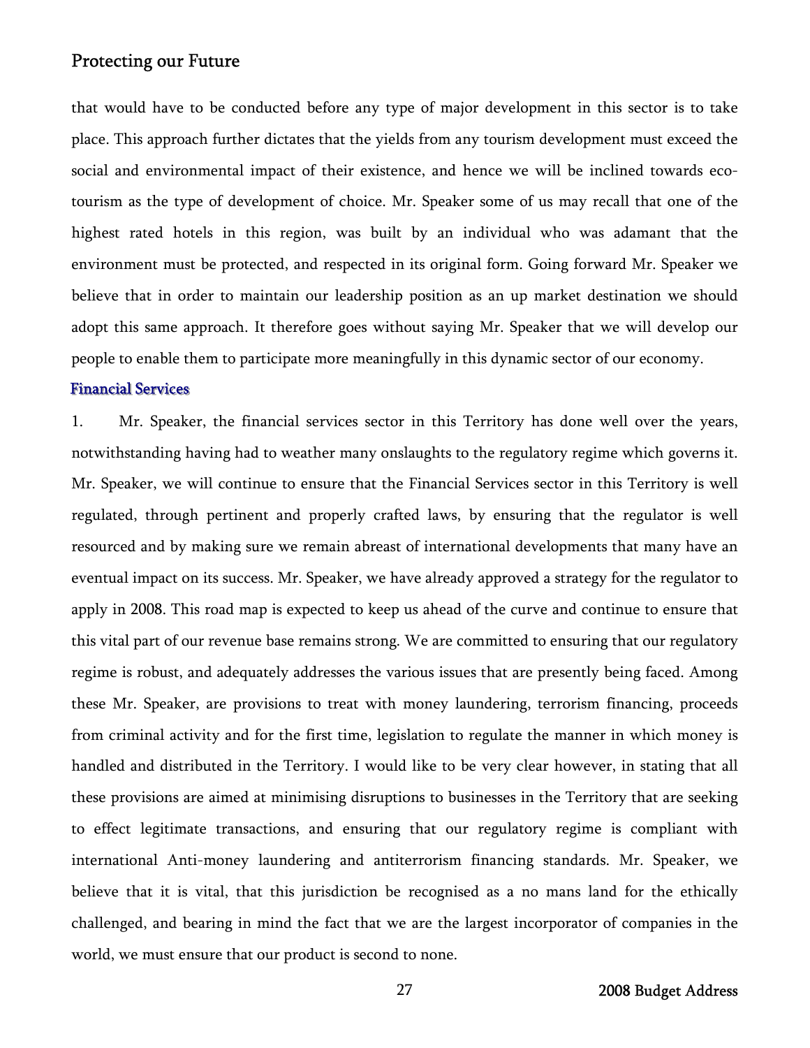that would have to be conducted before any type of major development in this sector is to take place. This approach further dictates that the yields from any tourism development must exceed the social and environmental impact of their existence, and hence we will be inclined towards eco-tourism as the type of development of choice. Mr. Speaker some of us may recall that one of the highest rated hotels in this region, was built by an individual who was adamant that the environment must be protected, and respected in its original form. Going forward Mr. Speaker we believe that in order to maintain our leadership position as an up market destination we should adopt this same approach. It therefore goes without saying Mr. Speaker that we will develop our people to enable them to participate more meaningfully in this dynamic sector of our economy.

### Financial Services

1. Mr. Speaker, the financial services sector in this Territory has done well over the years, notwithstanding having had to weather many onslaughts to the regulatory regime which governs it. Mr. Speaker, we will continue to ensure that the Financial Services sector in this Territory is well regulated, through pertinent and properly crafted laws, by ensuring that the regulator is well resourced and by making sure we remain abreast of international developments that many have an eventual impact on its success. Mr. Speaker, we have already approved a strategy for the regulator to apply in 2008. This road map is expected to keep us ahead of the curve and continue to ensure that this vital part of our revenue base remains strong. We are committed to ensuring that our regulatory regime is robust, and adequately addresses the various issues that are presently being faced. Among these Mr. Speaker, are provisions to treat with money laundering, terrorism financing, proceeds from criminal activity and for the first time, legislation to regulate the manner in which money is handled and distributed in the Territory. I would like to be very clear however, in stating that all these provisions are aimed at minimising disruptions to businesses in the Territory that are seeking to effect legitimate transactions, and ensuring that our regulatory regime is compliant with international Anti-money laundering and antiterrorism financing standards. Mr. Speaker, we believe that it is vital, that this jurisdiction be recognised as a no mans land for the ethically challenged, and bearing in mind the fact that we are the largest incorporator of companies in the world, we must ensure that our product is second to none.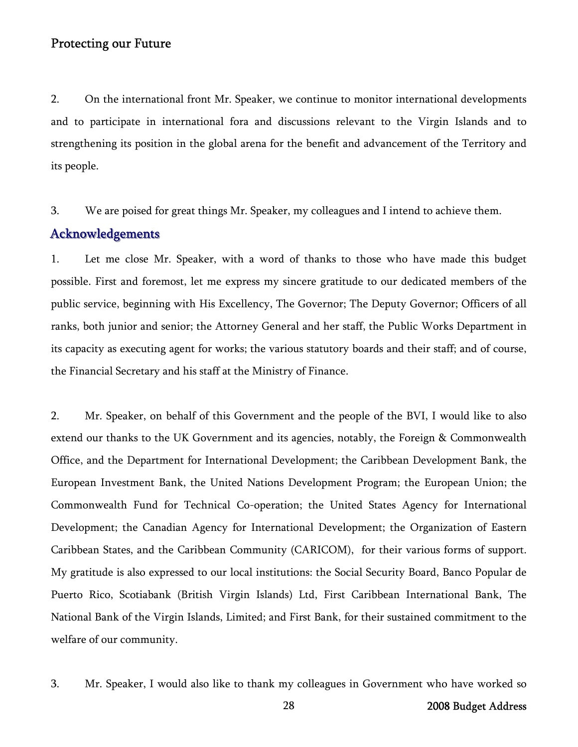## Protecting our Future

2. On the international front Mr. Speaker, we continue to monitor international developments and to participate in international fora and discussions relevant to the Virgin Islands and to strengthening its position in the global arena for the benefit and advancement of the Territory and its people.

3. We are poised for great things Mr. Speaker, my colleagues and I intend to achieve them.

## Acknowledgements

1. Let me close Mr. Speaker, with a word of thanks to those who have made this budget possible. First and foremost, let me express my sincere gratitude to our dedicated members of the public service, beginning with His Excellency, The Governor; The Deputy Governor; Officers of all ranks, both junior and senior; the Attorney General and her staff, the Public Works Department in its capacity as executing agent for works; the various statutory boards and their staff; and of course, the Financial Secretary and his staff at the Ministry of Finance.

2. Mr. Speaker, on behalf of this Government and the people of the BVI, I would like to also extend our thanks to the UK Government and its agencies, notably, the Foreign & Commonwealth Office, and the Department for International Development; the Caribbean Development Bank, the European Investment Bank, the United Nations Development Program; the European Union; the Commonwealth Fund for Technical Co-operation; the United States Agency for International Development; the Canadian Agency for International Development; the Organization of Eastern Caribbean States, and the Caribbean Community (CARICOM), for their various forms of support. My gratitude is also expressed to our local institutions: the Social Security Board, Banco Popular de Puerto Rico, Scotiabank (British Virgin Islands) Ltd, First Caribbean International Bank, The National Bank of the Virgin Islands, Limited; and First Bank, for their sustained commitment to the welfare of our community.

3. Mr. Speaker, I would also like to thank my colleagues in Government who have worked so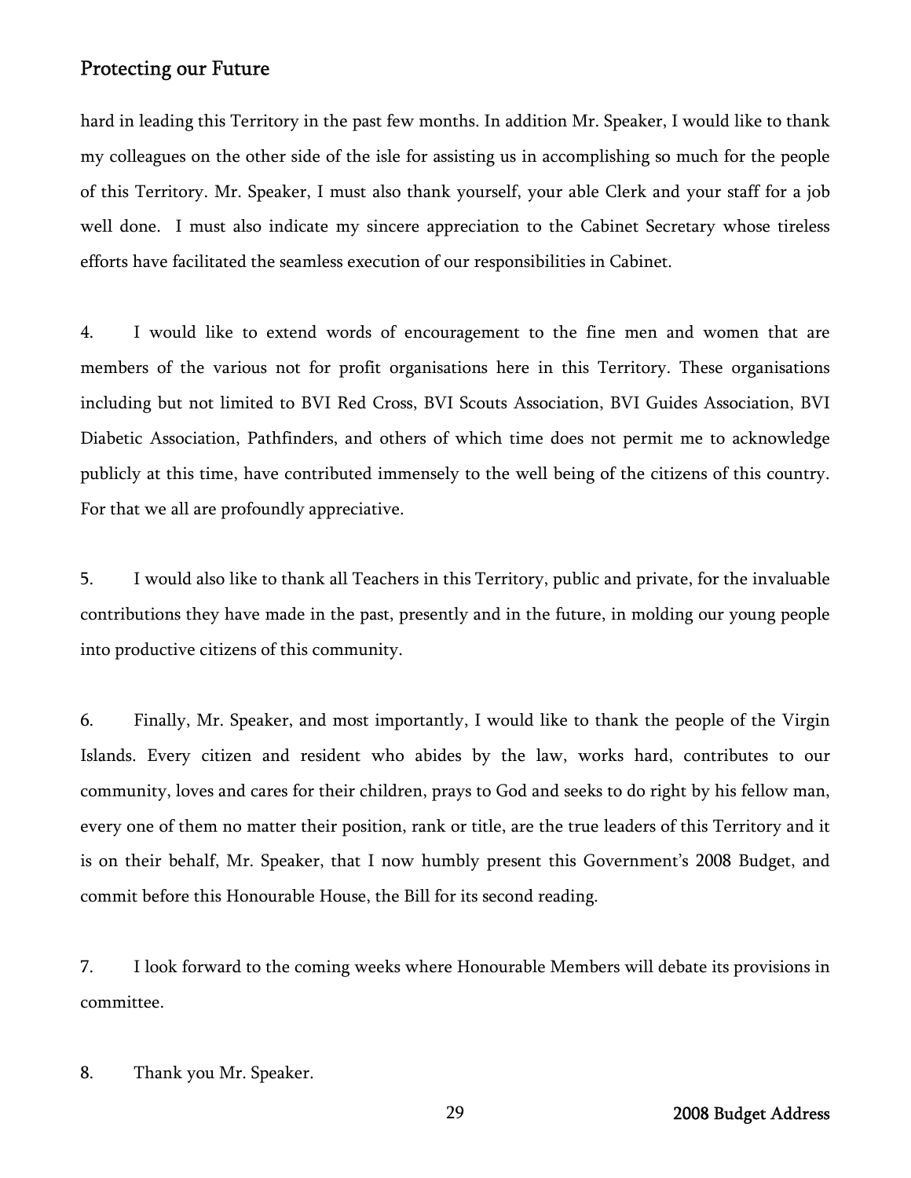hard in leading this Territory in the past few months. In addition Mr. Speaker, I would like to thank my colleagues on the other side of the isle for assisting us in accomplishing so much for the people of this Territory. Mr. Speaker, I must also thank yourself, your able Clerk and your staff for a job well done. I must also indicate my sincere appreciation to the Cabinet Secretary whose tireless efforts have facilitated the seamless execution of our responsibilities in Cabinet.

4. I would like to extend words of encouragement to the fine men and women that are members of the various not for profit organisations here in this Territory. These organisations including but not limited to BVI Red Cross, BVI Scouts Association, BVI Guides Association, BVI Diabetic Association, Pathfinders, and others of which time does not permit me to acknowledge publicly at this time, have contributed immensely to the well being of the citizens of this country. For that we all are profoundly appreciative.

5. I would also like to thank all Teachers in this Territory, public and private, for the invaluable contributions they have made in the past, presently and in the future, in molding our young people into productive citizens of this community.

6. Finally, Mr. Speaker, and most importantly, I would like to thank the people of the Virgin Islands. Every citizen and resident who abides by the law, works hard, contributes to our community, loves and cares for their children, prays to God and seeks to do right by his fellow man, every one of them no matter their position, rank or title, are the true leaders of this Territory and it is on their behalf, Mr. Speaker, that I now humbly present this Government's 2008 Budget, and commit before this Honourable House, the Bill for its second reading.

7. I look forward to the coming weeks where Honourable Members will debate its provisions in committee.

8. Thank you Mr. Speaker.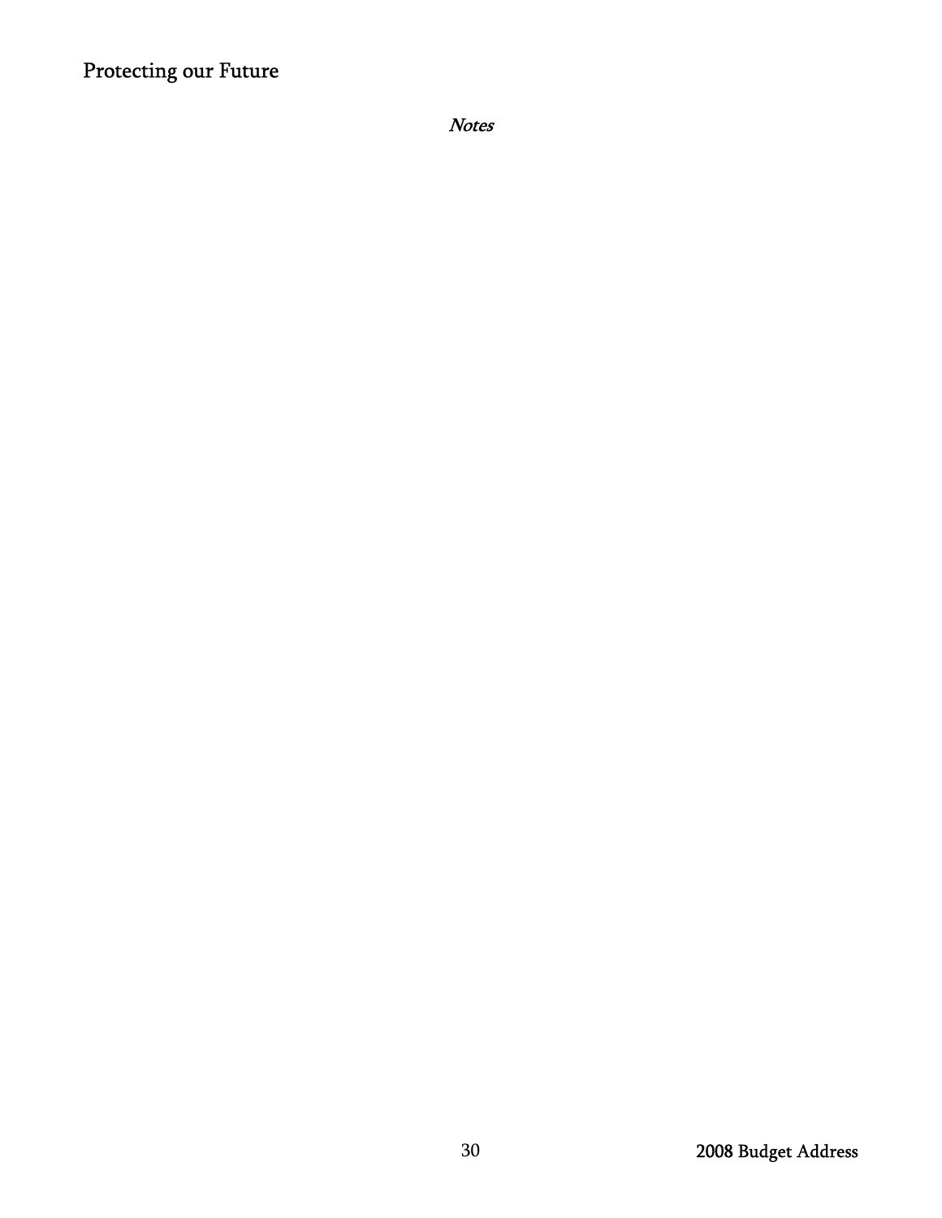*Notes*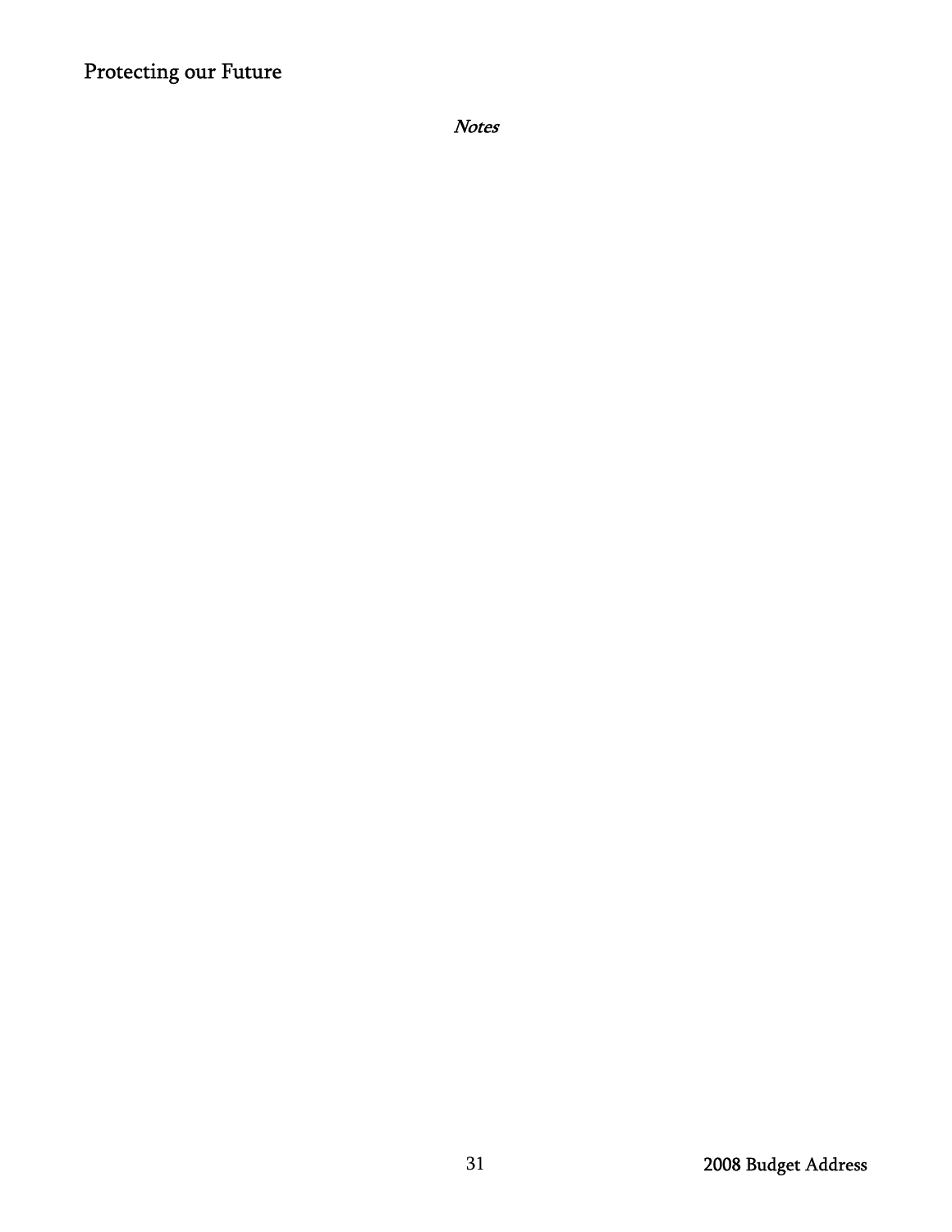*Notes*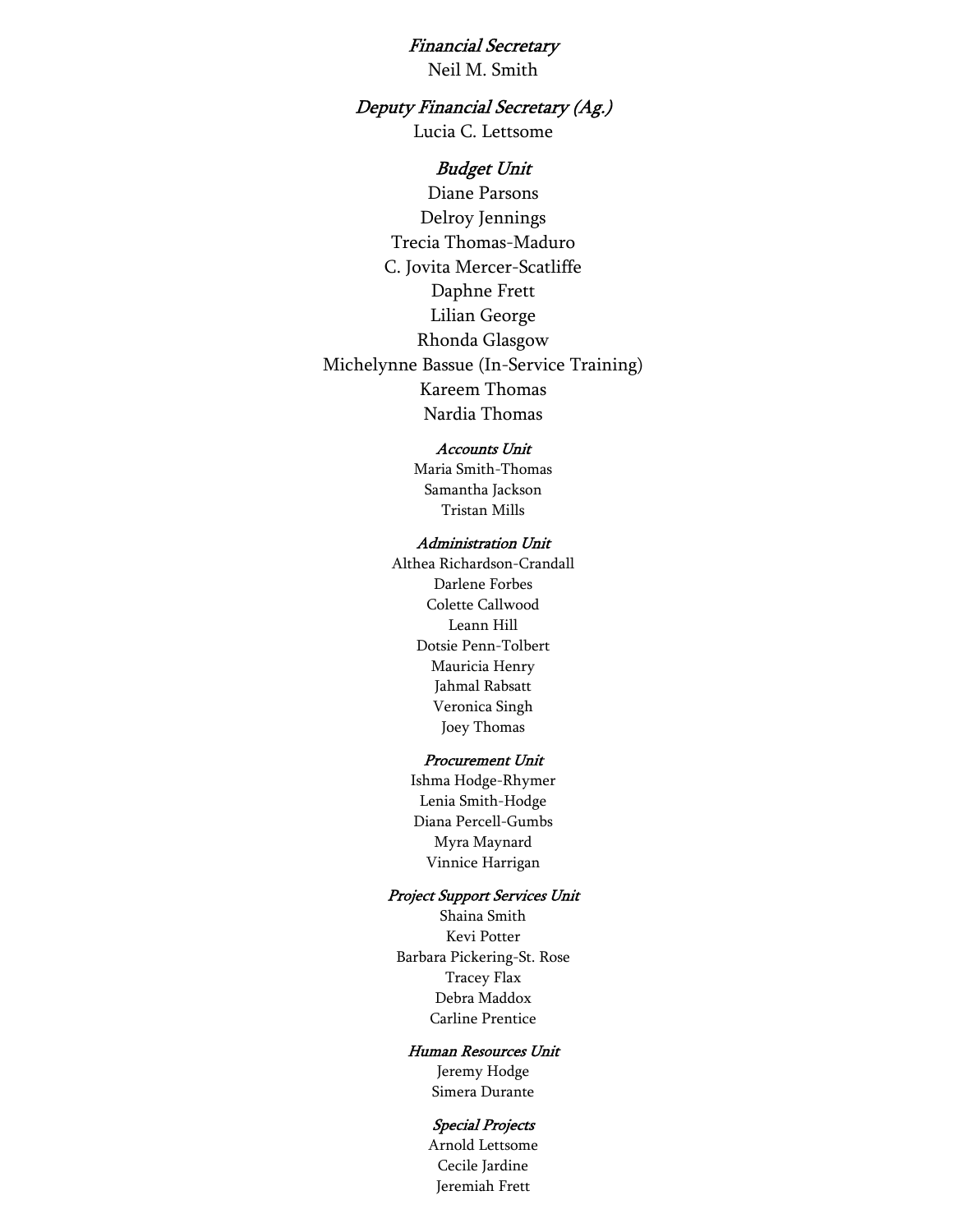*Financial Secretary*

Neil M. Smith

*Deputy Financial Secretary (Ag.)*

Lucia C. Lettsome

*Budget Unit*

Diane Parsons

Delroy Jennings

Trecia Thomas-Maduro

C. Jovita Mercer-Scatliffe

Daphne Frett

Lilian George

Rhonda Glasgow

Michelynne Bassue (In-Service Training)

Kareem Thomas

Nardia Thomas

*Accounts Unit*

Maria Smith-Thomas

Samantha Jackson

Tristan Mills

*Administration Unit*

Althea Richardson-Crandall

Darlene Forbes

Colette Callwood

Leann Hill

Dotsie Penn-Tolbert

Mauricia Henry

Jahmal Rabsatt

Veronica Singh

Joey Thomas

*Procurement Unit*

Ishma Hodge-Rhymer

Lenia Smith-Hodge

Diana Percell-Gumbs

Myra Maynard

Vinnice Harrigan

*Project Support Services Unit*

Shaina Smith

Kevi Potter

Barbara Pickering-St. Rose

Tracey Flax

Debra Maddox

Carline Prentice

*Human Resources Unit*

Jeremy Hodge

Simera Durante

*Special Projects*

Arnold Lettsome

Cecile Jardine

Jeremiah Frett